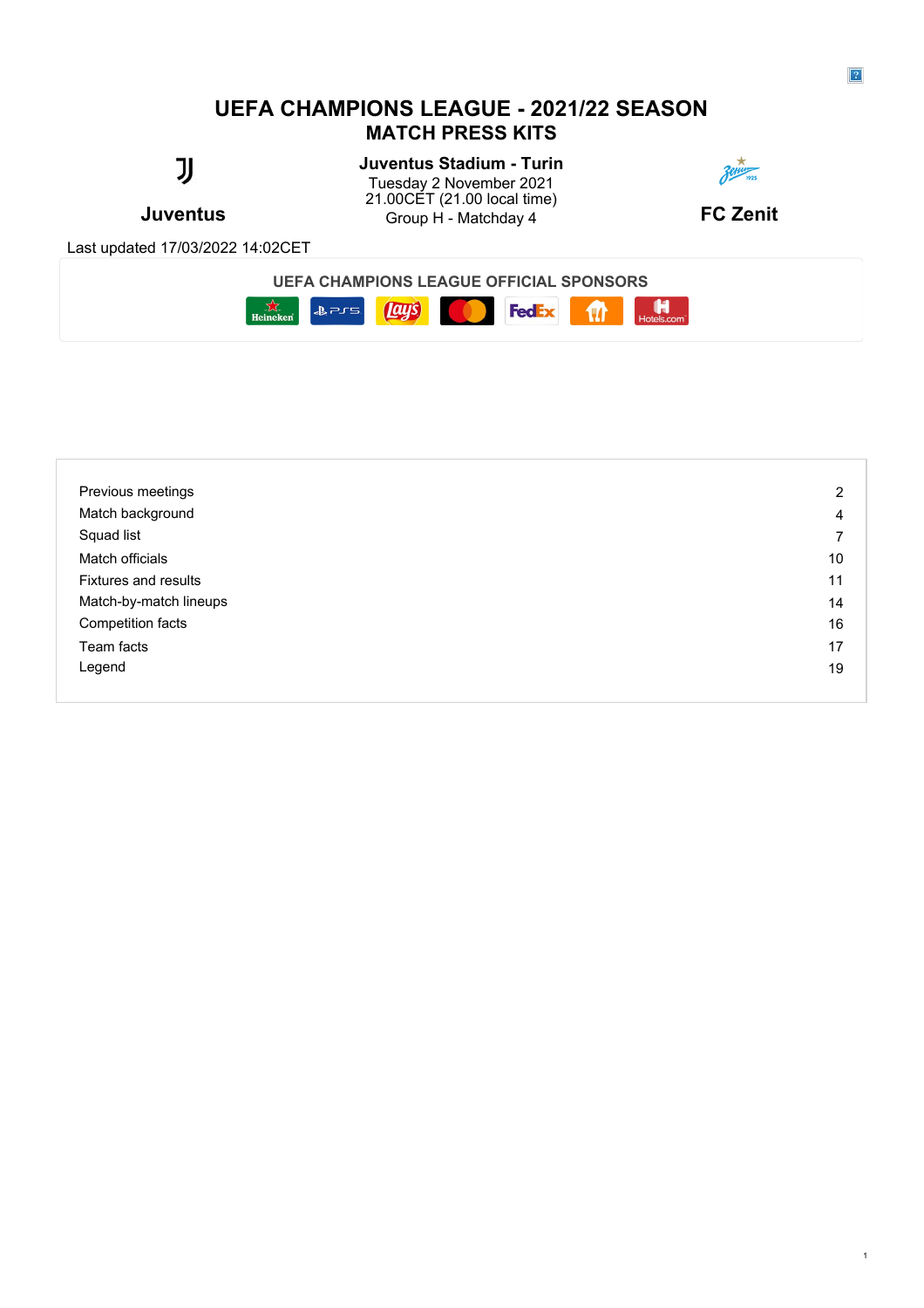# UEFA CHAMPIONS LEAGUE - 2021/22 SEASON
## MATCH PRESS KITS

**Juventus** — **FC Zenit**

**Juventus Stadium - Turin**
Tuesday 2 November 2021
21.00CET (21.00 local time)
Group H - Matchday 4

Last updated 17/03/2022 14:02CET

**UEFA CHAMPIONS LEAGUE OFFICIAL SPONSORS**

| | |
|---|---|
| Previous meetings | 2 |
| Match background | 4 |
| Squad list | 7 |
| Match officials | 10 |
| Fixtures and results | 11 |
| Match-by-match lineups | 14 |
| Competition facts | 16 |
| Team facts | 17 |
| Legend | 19 |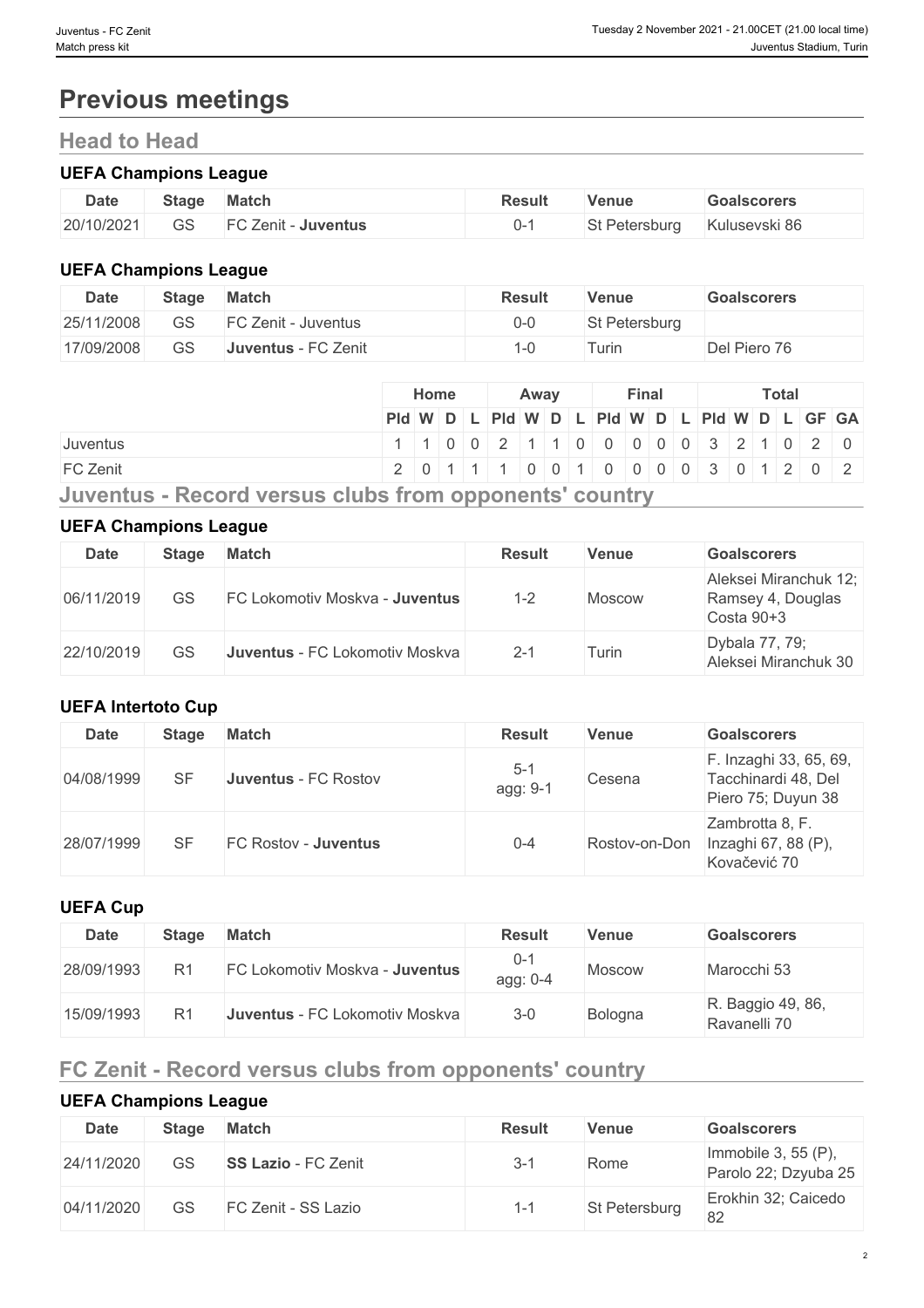# Previous meetings

## Head to Head

### UEFA Champions League

| Date | Stage | Match | Result | Venue | Goalscorers |
|---|---|---|---|---|---|
| 20/10/2021 | GS | FC Zenit - **Juventus** | 0-1 | St Petersburg | Kulusevski 86 |

### UEFA Champions League

| Date | Stage | Match | Result | Venue | Goalscorers |
|---|---|---|---|---|---|
| 25/11/2008 | GS | FC Zenit - Juventus | 0-0 | St Petersburg | |
| 17/09/2008 | GS | **Juventus** - FC Zenit | 1-0 | Turin | Del Piero 76 |

| | Home | | | | Away | | | | Final | | | | Total | | | | | |
|---|---|---|---|---|---|---|---|---|---|---|---|---|---|---|---|---|---|---|
| | Pld | W | D | L | Pld | W | D | L | Pld | W | D | L | Pld | W | D | L | GF | GA |
| Juventus | 1 | 1 | 0 | 0 | 2 | 1 | 1 | 0 | 0 | 0 | 0 | 0 | 3 | 2 | 1 | 0 | 2 | 0 |
| FC Zenit | 2 | 0 | 1 | 1 | 1 | 0 | 0 | 1 | 0 | 0 | 0 | 0 | 3 | 0 | 1 | 2 | 0 | 2 |

## Juventus - Record versus clubs from opponents' country

### UEFA Champions League

| Date | Stage | Match | Result | Venue | Goalscorers |
|---|---|---|---|---|---|
| 06/11/2019 | GS | FC Lokomotiv Moskva - **Juventus** | 1-2 | Moscow | Aleksei Miranchuk 12; Ramsey 4, Douglas Costa 90+3 |
| 22/10/2019 | GS | **Juventus** - FC Lokomotiv Moskva | 2-1 | Turin | Dybala 77, 79; Aleksei Miranchuk 30 |

### UEFA Intertoto Cup

| Date | Stage | Match | Result | Venue | Goalscorers |
|---|---|---|---|---|---|
| 04/08/1999 | SF | **Juventus** - FC Rostov | 5-1 agg: 9-1 | Cesena | F. Inzaghi 33, 65, 69, Tacchinardi 48, Del Piero 75; Duyun 38 |
| 28/07/1999 | SF | FC Rostov - **Juventus** | 0-4 | Rostov-on-Don | Zambrotta 8, F. Inzaghi 67, 88 (P), Kovačević 70 |

### UEFA Cup

| Date | Stage | Match | Result | Venue | Goalscorers |
|---|---|---|---|---|---|
| 28/09/1993 | R1 | FC Lokomotiv Moskva - **Juventus** | 0-1 agg: 0-4 | Moscow | Marocchi 53 |
| 15/09/1993 | R1 | **Juventus** - FC Lokomotiv Moskva | 3-0 | Bologna | R. Baggio 49, 86, Ravanelli 70 |

## FC Zenit - Record versus clubs from opponents' country

### UEFA Champions League

| Date | Stage | Match | Result | Venue | Goalscorers |
|---|---|---|---|---|---|
| 24/11/2020 | GS | **SS Lazio** - FC Zenit | 3-1 | Rome | Immobile 3, 55 (P), Parolo 22; Dzyuba 25 |
| 04/11/2020 | GS | FC Zenit - SS Lazio | 1-1 | St Petersburg | Erokhin 32; Caicedo 82 |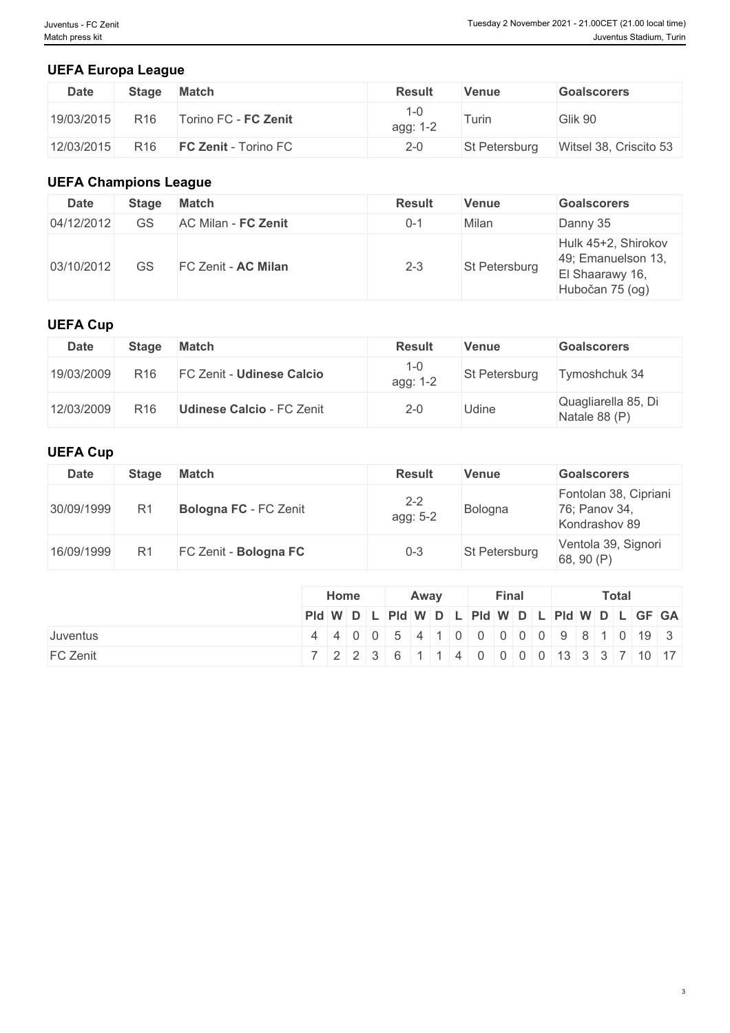## UEFA Europa League

| Date | Stage | Match | Result | Venue | Goalscorers |
|---|---|---|---|---|---|
| 19/03/2015 | R16 | Torino FC - **FC Zenit** | 1-0 agg: 1-2 | Turin | Glik 90 |
| 12/03/2015 | R16 | **FC Zenit** - Torino FC | 2-0 | St Petersburg | Witsel 38, Criscito 53 |

## UEFA Champions League

| Date | Stage | Match | Result | Venue | Goalscorers |
|---|---|---|---|---|---|
| 04/12/2012 | GS | AC Milan - **FC Zenit** | 0-1 | Milan | Danny 35 |
| 03/10/2012 | GS | FC Zenit - **AC Milan** | 2-3 | St Petersburg | Hulk 45+2, Shirokov 49; Emanuelson 13, El Shaarawy 16, Hubočan 75 (og) |

## UEFA Cup

| Date | Stage | Match | Result | Venue | Goalscorers |
|---|---|---|---|---|---|
| 19/03/2009 | R16 | FC Zenit - **Udinese Calcio** | 1-0 agg: 1-2 | St Petersburg | Tymoshchuk 34 |
| 12/03/2009 | R16 | **Udinese Calcio** - FC Zenit | 2-0 | Udine | Quagliarella 85, Di Natale 88 (P) |

## UEFA Cup

| Date | Stage | Match | Result | Venue | Goalscorers |
|---|---|---|---|---|---|
| 30/09/1999 | R1 | **Bologna FC** - FC Zenit | 2-2 agg: 5-2 | Bologna | Fontolan 38, Cipriani 76; Panov 34, Kondrashov 89 |
| 16/09/1999 | R1 | FC Zenit - **Bologna FC** | 0-3 | St Petersburg | Ventola 39, Signori 68, 90 (P) |

| | Home | | | | Away | | | | Final | | | | Total | | | | | |
|---|---|---|---|---|---|---|---|---|---|---|---|---|---|---|---|---|---|---|
| | Pld | W | D | L | Pld | W | D | L | Pld | W | D | L | Pld | W | D | L | GF | GA |
| Juventus | 4 | 4 | 0 | 0 | 5 | 4 | 1 | 0 | 0 | 0 | 0 | 0 | 9 | 8 | 1 | 0 | 19 | 3 |
| FC Zenit | 7 | 2 | 2 | 3 | 6 | 1 | 1 | 4 | 0 | 0 | 0 | 0 | 13 | 3 | 3 | 7 | 10 | 17 |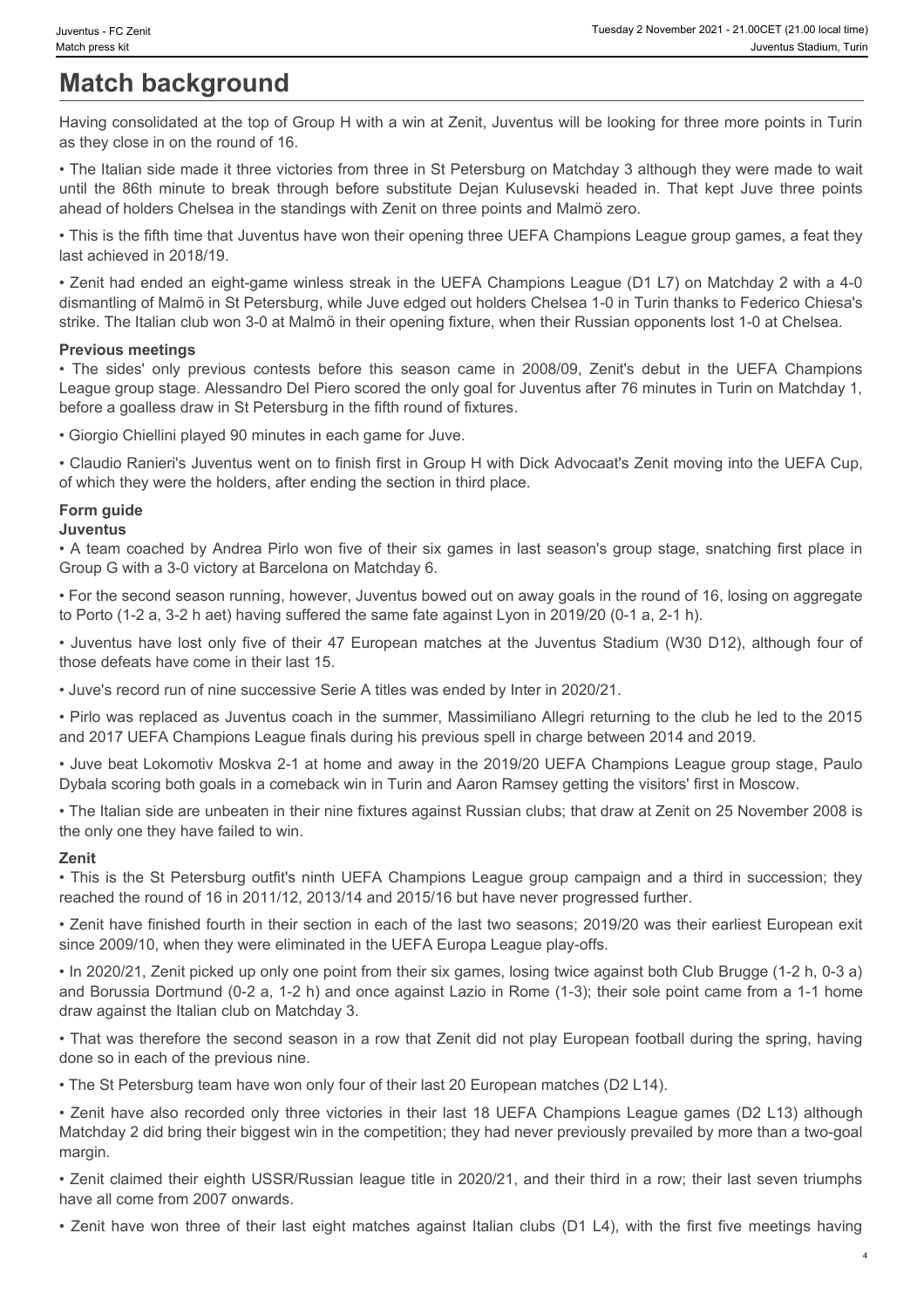# Match background

Having consolidated at the top of Group H with a win at Zenit, Juventus will be looking for three more points in Turin as they close in on the round of 16.

• The Italian side made it three victories from three in St Petersburg on Matchday 3 although they were made to wait until the 86th minute to break through before substitute Dejan Kulusevski headed in. That kept Juve three points ahead of holders Chelsea in the standings with Zenit on three points and Malmö zero.

• This is the fifth time that Juventus have won their opening three UEFA Champions League group games, a feat they last achieved in 2018/19.

• Zenit had ended an eight-game winless streak in the UEFA Champions League (D1 L7) on Matchday 2 with a 4-0 dismantling of Malmö in St Petersburg, while Juve edged out holders Chelsea 1-0 in Turin thanks to Federico Chiesa's strike. The Italian club won 3-0 at Malmö in their opening fixture, when their Russian opponents lost 1-0 at Chelsea.

### Previous meetings

• The sides' only previous contests before this season came in 2008/09, Zenit's debut in the UEFA Champions League group stage. Alessandro Del Piero scored the only goal for Juventus after 76 minutes in Turin on Matchday 1, before a goalless draw in St Petersburg in the fifth round of fixtures.

• Giorgio Chiellini played 90 minutes in each game for Juve.

• Claudio Ranieri's Juventus went on to finish first in Group H with Dick Advocaat's Zenit moving into the UEFA Cup, of which they were the holders, after ending the section in third place.

### Form guide

#### Juventus

• A team coached by Andrea Pirlo won five of their six games in last season's group stage, snatching first place in Group G with a 3-0 victory at Barcelona on Matchday 6.

• For the second season running, however, Juventus bowed out on away goals in the round of 16, losing on aggregate to Porto (1-2 a, 3-2 h aet) having suffered the same fate against Lyon in 2019/20 (0-1 a, 2-1 h).

• Juventus have lost only five of their 47 European matches at the Juventus Stadium (W30 D12), although four of those defeats have come in their last 15.

• Juve's record run of nine successive Serie A titles was ended by Inter in 2020/21.

• Pirlo was replaced as Juventus coach in the summer, Massimiliano Allegri returning to the club he led to the 2015 and 2017 UEFA Champions League finals during his previous spell in charge between 2014 and 2019.

• Juve beat Lokomotiv Moskva 2-1 at home and away in the 2019/20 UEFA Champions League group stage, Paulo Dybala scoring both goals in a comeback win in Turin and Aaron Ramsey getting the visitors' first in Moscow.

• The Italian side are unbeaten in their nine fixtures against Russian clubs; that draw at Zenit on 25 November 2008 is the only one they have failed to win.

#### Zenit

• This is the St Petersburg outfit's ninth UEFA Champions League group campaign and a third in succession; they reached the round of 16 in 2011/12, 2013/14 and 2015/16 but have never progressed further.

• Zenit have finished fourth in their section in each of the last two seasons; 2019/20 was their earliest European exit since 2009/10, when they were eliminated in the UEFA Europa League play-offs.

• In 2020/21, Zenit picked up only one point from their six games, losing twice against both Club Brugge (1-2 h, 0-3 a) and Borussia Dortmund (0-2 a, 1-2 h) and once against Lazio in Rome (1-3); their sole point came from a 1-1 home draw against the Italian club on Matchday 3.

• That was therefore the second season in a row that Zenit did not play European football during the spring, having done so in each of the previous nine.

• The St Petersburg team have won only four of their last 20 European matches (D2 L14).

• Zenit have also recorded only three victories in their last 18 UEFA Champions League games (D2 L13) although Matchday 2 did bring their biggest win in the competition; they had never previously prevailed by more than a two-goal margin.

• Zenit claimed their eighth USSR/Russian league title in 2020/21, and their third in a row; their last seven triumphs have all come from 2007 onwards.

• Zenit have won three of their last eight matches against Italian clubs (D1 L4), with the first five meetings having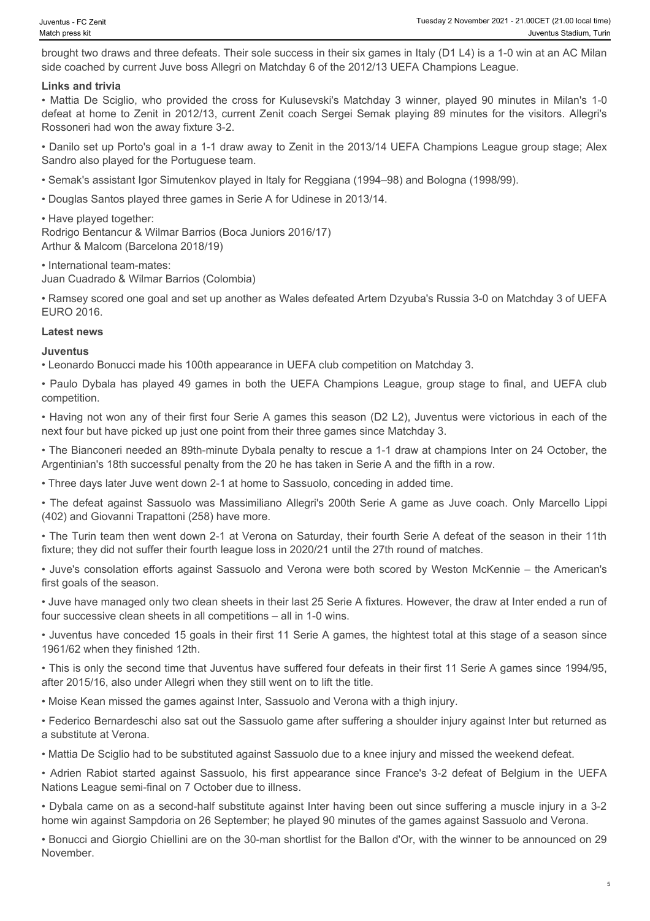brought two draws and three defeats. Their sole success in their six games in Italy (D1 L4) is a 1-0 win at an AC Milan side coached by current Juve boss Allegri on Matchday 6 of the 2012/13 UEFA Champions League.

**Links and trivia**

• Mattia De Sciglio, who provided the cross for Kulusevski's Matchday 3 winner, played 90 minutes in Milan's 1-0 defeat at home to Zenit in 2012/13, current Zenit coach Sergei Semak playing 89 minutes for the visitors. Allegri's Rossoneri had won the away fixture 3-2.

• Danilo set up Porto's goal in a 1-1 draw away to Zenit in the 2013/14 UEFA Champions League group stage; Alex Sandro also played for the Portuguese team.

• Semak's assistant Igor Simutenkov played in Italy for Reggiana (1994–98) and Bologna (1998/99).

• Douglas Santos played three games in Serie A for Udinese in 2013/14.

• Have played together:
Rodrigo Bentancur & Wilmar Barrios (Boca Juniors 2016/17)
Arthur & Malcom (Barcelona 2018/19)

• International team-mates:
Juan Cuadrado & Wilmar Barrios (Colombia)

• Ramsey scored one goal and set up another as Wales defeated Artem Dzyuba's Russia 3-0 on Matchday 3 of UEFA EURO 2016.

**Latest news**

**Juventus**

• Leonardo Bonucci made his 100th appearance in UEFA club competition on Matchday 3.

• Paulo Dybala has played 49 games in both the UEFA Champions League, group stage to final, and UEFA club competition.

• Having not won any of their first four Serie A games this season (D2 L2), Juventus were victorious in each of the next four but have picked up just one point from their three games since Matchday 3.

• The Bianconeri needed an 89th-minute Dybala penalty to rescue a 1-1 draw at champions Inter on 24 October, the Argentinian's 18th successful penalty from the 20 he has taken in Serie A and the fifth in a row.

• Three days later Juve went down 2-1 at home to Sassuolo, conceding in added time.

• The defeat against Sassuolo was Massimiliano Allegri's 200th Serie A game as Juve coach. Only Marcello Lippi (402) and Giovanni Trapattoni (258) have more.

• The Turin team then went down 2-1 at Verona on Saturday, their fourth Serie A defeat of the season in their 11th fixture; they did not suffer their fourth league loss in 2020/21 until the 27th round of matches.

• Juve's consolation efforts against Sassuolo and Verona were both scored by Weston McKennie – the American's first goals of the season.

• Juve have managed only two clean sheets in their last 25 Serie A fixtures. However, the draw at Inter ended a run of four successive clean sheets in all competitions – all in 1-0 wins.

• Juventus have conceded 15 goals in their first 11 Serie A games, the hightest total at this stage of a season since 1961/62 when they finished 12th.

• This is only the second time that Juventus have suffered four defeats in their first 11 Serie A games since 1994/95, after 2015/16, also under Allegri when they still went on to lift the title.

• Moise Kean missed the games against Inter, Sassuolo and Verona with a thigh injury.

• Federico Bernardeschi also sat out the Sassuolo game after suffering a shoulder injury against Inter but returned as a substitute at Verona.

• Mattia De Sciglio had to be substituted against Sassuolo due to a knee injury and missed the weekend defeat.

• Adrien Rabiot started against Sassuolo, his first appearance since France's 3-2 defeat of Belgium in the UEFA Nations League semi-final on 7 October due to illness.

• Dybala came on as a second-half substitute against Inter having been out since suffering a muscle injury in a 3-2 home win against Sampdoria on 26 September; he played 90 minutes of the games against Sassuolo and Verona.

• Bonucci and Giorgio Chiellini are on the 30-man shortlist for the Ballon d'Or, with the winner to be announced on 29 November.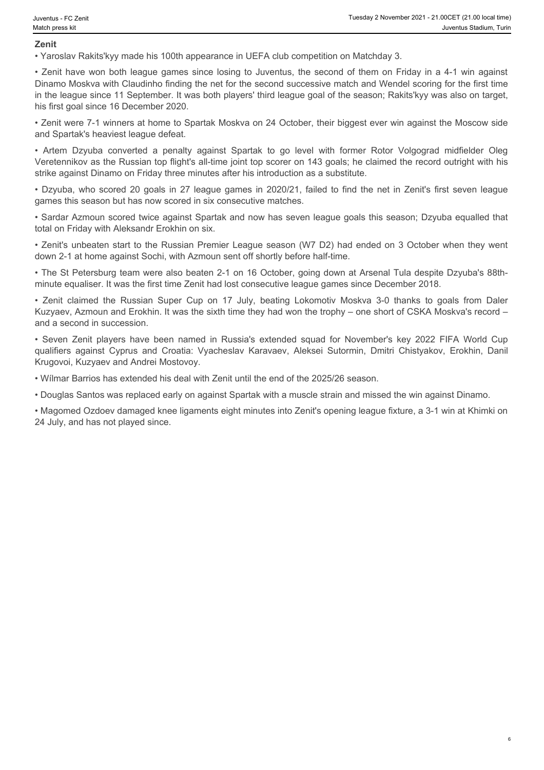## Zenit

- Yaroslav Rakits'kyy made his 100th appearance in UEFA club competition on Matchday 3.
- Zenit have won both league games since losing to Juventus, the second of them on Friday in a 4-1 win against Dinamo Moskva with Claudinho finding the net for the second successive match and Wendel scoring for the first time in the league since 11 September. It was both players' third league goal of the season; Rakits'kyy was also on target, his first goal since 16 December 2020.
- Zenit were 7-1 winners at home to Spartak Moskva on 24 October, their biggest ever win against the Moscow side and Spartak's heaviest league defeat.
- Artem Dzyuba converted a penalty against Spartak to go level with former Rotor Volgograd midfielder Oleg Veretennikov as the Russian top flight's all-time joint top scorer on 143 goals; he claimed the record outright with his strike against Dinamo on Friday three minutes after his introduction as a substitute.
- Dzyuba, who scored 20 goals in 27 league games in 2020/21, failed to find the net in Zenit's first seven league games this season but has now scored in six consecutive matches.
- Sardar Azmoun scored twice against Spartak and now has seven league goals this season; Dzyuba equalled that total on Friday with Aleksandr Erokhin on six.
- Zenit's unbeaten start to the Russian Premier League season (W7 D2) had ended on 3 October when they went down 2-1 at home against Sochi, with Azmoun sent off shortly before half-time.
- The St Petersburg team were also beaten 2-1 on 16 October, going down at Arsenal Tula despite Dzyuba's 88th-minute equaliser. It was the first time Zenit had lost consecutive league games since December 2018.
- Zenit claimed the Russian Super Cup on 17 July, beating Lokomotiv Moskva 3-0 thanks to goals from Daler Kuzyaev, Azmoun and Erokhin. It was the sixth time they had won the trophy – one short of CSKA Moskva's record – and a second in succession.
- Seven Zenit players have been named in Russia's extended squad for November's key 2022 FIFA World Cup qualifiers against Cyprus and Croatia: Vyacheslav Karavaev, Aleksei Sutormin, Dmitri Chistyakov, Erokhin, Danil Krugovoi, Kuzyaev and Andrei Mostovoy.
- Wílmar Barrios has extended his deal with Zenit until the end of the 2025/26 season.
- Douglas Santos was replaced early on against Spartak with a muscle strain and missed the win against Dinamo.
- Magomed Ozdoev damaged knee ligaments eight minutes into Zenit's opening league fixture, a 3-1 win at Khimki on 24 July, and has not played since.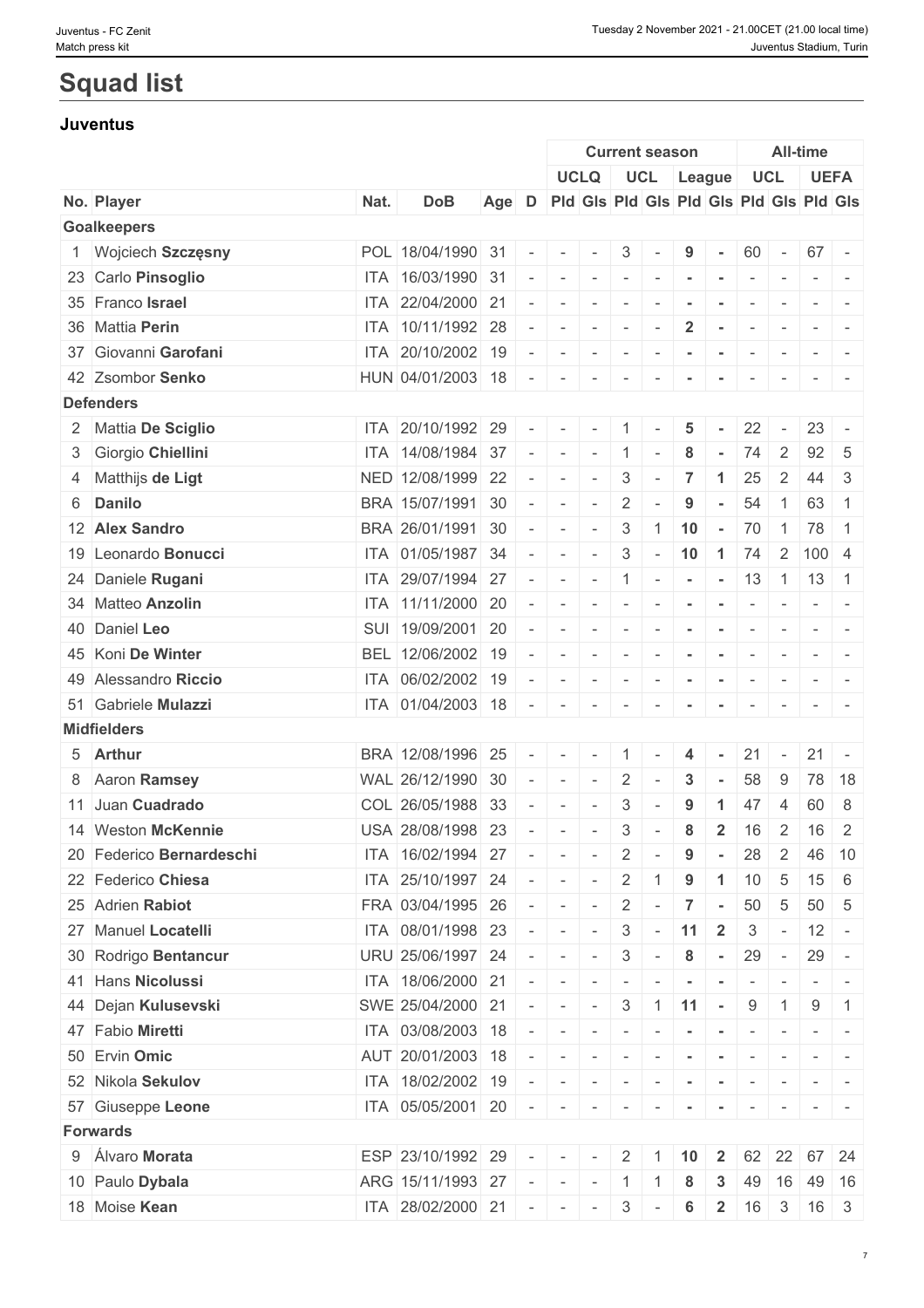# Squad list

## Juventus

| | | | | | | Current season | | | | | | All-time | | | |
|---|---|---|---|---|---|---|---|---|---|---|---|---|---|---|---|
| | | | | | | UCLQ | | UCL | | League | | UCL | | UEFA | |
| No. | Player | Nat. | DoB | Age | D | Pld | Gls | Pld | Gls | Pld | Gls | Pld | Gls | Pld | Gls |
| **Goalkeepers** | | | | | | | | | | | | | | | |
| 1 | Wojciech **Szczęsny** | POL | 18/04/1990 | 31 | - | - | - | 3 | - | 9 | - | 60 | - | 67 | - |
| 23 | Carlo **Pinsoglio** | ITA | 16/03/1990 | 31 | - | - | - | - | - | - | - | - | - | - | - |
| 35 | Franco **Israel** | ITA | 22/04/2000 | 21 | - | - | - | - | - | - | - | - | - | - | - |
| 36 | Mattia **Perin** | ITA | 10/11/1992 | 28 | - | - | - | - | - | 2 | - | - | - | - | - |
| 37 | Giovanni **Garofani** | ITA | 20/10/2002 | 19 | - | - | - | - | - | - | - | - | - | - | - |
| 42 | Zsombor **Senko** | HUN | 04/01/2003 | 18 | - | - | - | - | - | - | - | - | - | - | - |
| **Defenders** | | | | | | | | | | | | | | | |
| 2 | Mattia **De Sciglio** | ITA | 20/10/1992 | 29 | - | - | - | 1 | - | 5 | - | 22 | - | 23 | - |
| 3 | Giorgio **Chiellini** | ITA | 14/08/1984 | 37 | - | - | - | 1 | - | 8 | - | 74 | 2 | 92 | 5 |
| 4 | Matthijs **de Ligt** | NED | 12/08/1999 | 22 | - | - | - | 3 | - | 7 | 1 | 25 | 2 | 44 | 3 |
| 6 | **Danilo** | BRA | 15/07/1991 | 30 | - | - | - | 2 | - | 9 | - | 54 | 1 | 63 | 1 |
| 12 | **Alex Sandro** | BRA | 26/01/1991 | 30 | - | - | - | 3 | 1 | 10 | - | 70 | 1 | 78 | 1 |
| 19 | Leonardo **Bonucci** | ITA | 01/05/1987 | 34 | - | - | - | 3 | - | 10 | 1 | 74 | 2 | 100 | 4 |
| 24 | Daniele **Rugani** | ITA | 29/07/1994 | 27 | - | - | - | 1 | - | - | - | 13 | 1 | 13 | 1 |
| 34 | Matteo **Anzolin** | ITA | 11/11/2000 | 20 | - | - | - | - | - | - | - | - | - | - | - |
| 40 | Daniel **Leo** | SUI | 19/09/2001 | 20 | - | - | - | - | - | - | - | - | - | - | - |
| 45 | Koni **De Winter** | BEL | 12/06/2002 | 19 | - | - | - | - | - | - | - | - | - | - | - |
| 49 | Alessandro **Riccio** | ITA | 06/02/2002 | 19 | - | - | - | - | - | - | - | - | - | - | - |
| 51 | Gabriele **Mulazzi** | ITA | 01/04/2003 | 18 | - | - | - | - | - | - | - | - | - | - | - |
| **Midfielders** | | | | | | | | | | | | | | | |
| 5 | **Arthur** | BRA | 12/08/1996 | 25 | - | - | - | 1 | - | 4 | - | 21 | - | 21 | - |
| 8 | Aaron **Ramsey** | WAL | 26/12/1990 | 30 | - | - | - | 2 | - | 3 | - | 58 | 9 | 78 | 18 |
| 11 | Juan **Cuadrado** | COL | 26/05/1988 | 33 | - | - | - | 3 | - | 9 | 1 | 47 | 4 | 60 | 8 |
| 14 | Weston **McKennie** | USA | 28/08/1998 | 23 | - | - | - | 3 | - | 8 | 2 | 16 | 2 | 16 | 2 |
| 20 | Federico **Bernardeschi** | ITA | 16/02/1994 | 27 | - | - | - | 2 | - | 9 | - | 28 | 2 | 46 | 10 |
| 22 | Federico **Chiesa** | ITA | 25/10/1997 | 24 | - | - | - | 2 | 1 | 9 | 1 | 10 | 5 | 15 | 6 |
| 25 | Adrien **Rabiot** | FRA | 03/04/1995 | 26 | - | - | - | 2 | - | 7 | - | 50 | 5 | 50 | 5 |
| 27 | Manuel **Locatelli** | ITA | 08/01/1998 | 23 | - | - | - | 3 | - | 11 | 2 | 3 | - | 12 | - |
| 30 | Rodrigo **Bentancur** | URU | 25/06/1997 | 24 | - | - | - | 3 | - | 8 | - | 29 | - | 29 | - |
| 41 | Hans **Nicolussi** | ITA | 18/06/2000 | 21 | - | - | - | - | - | - | - | - | - | - | - |
| 44 | Dejan **Kulusevski** | SWE | 25/04/2000 | 21 | - | - | - | 3 | 1 | 11 | - | 9 | 1 | 9 | 1 |
| 47 | Fabio **Miretti** | ITA | 03/08/2003 | 18 | - | - | - | - | - | - | - | - | - | - | - |
| 50 | Ervin **Omic** | AUT | 20/01/2003 | 18 | - | - | - | - | - | - | - | - | - | - | - |
| 52 | Nikola **Sekulov** | ITA | 18/02/2002 | 19 | - | - | - | - | - | - | - | - | - | - | - |
| 57 | Giuseppe **Leone** | ITA | 05/05/2001 | 20 | - | - | - | - | - | - | - | - | - | - | - |
| **Forwards** | | | | | | | | | | | | | | | |
| 9 | Álvaro **Morata** | ESP | 23/10/1992 | 29 | - | - | - | 2 | 1 | 10 | 2 | 62 | 22 | 67 | 24 |
| 10 | Paulo **Dybala** | ARG | 15/11/1993 | 27 | - | - | - | 1 | 1 | 8 | 3 | 49 | 16 | 49 | 16 |
| 18 | Moise **Kean** | ITA | 28/02/2000 | 21 | - | - | - | 3 | - | 6 | 2 | 16 | 3 | 16 | 3 |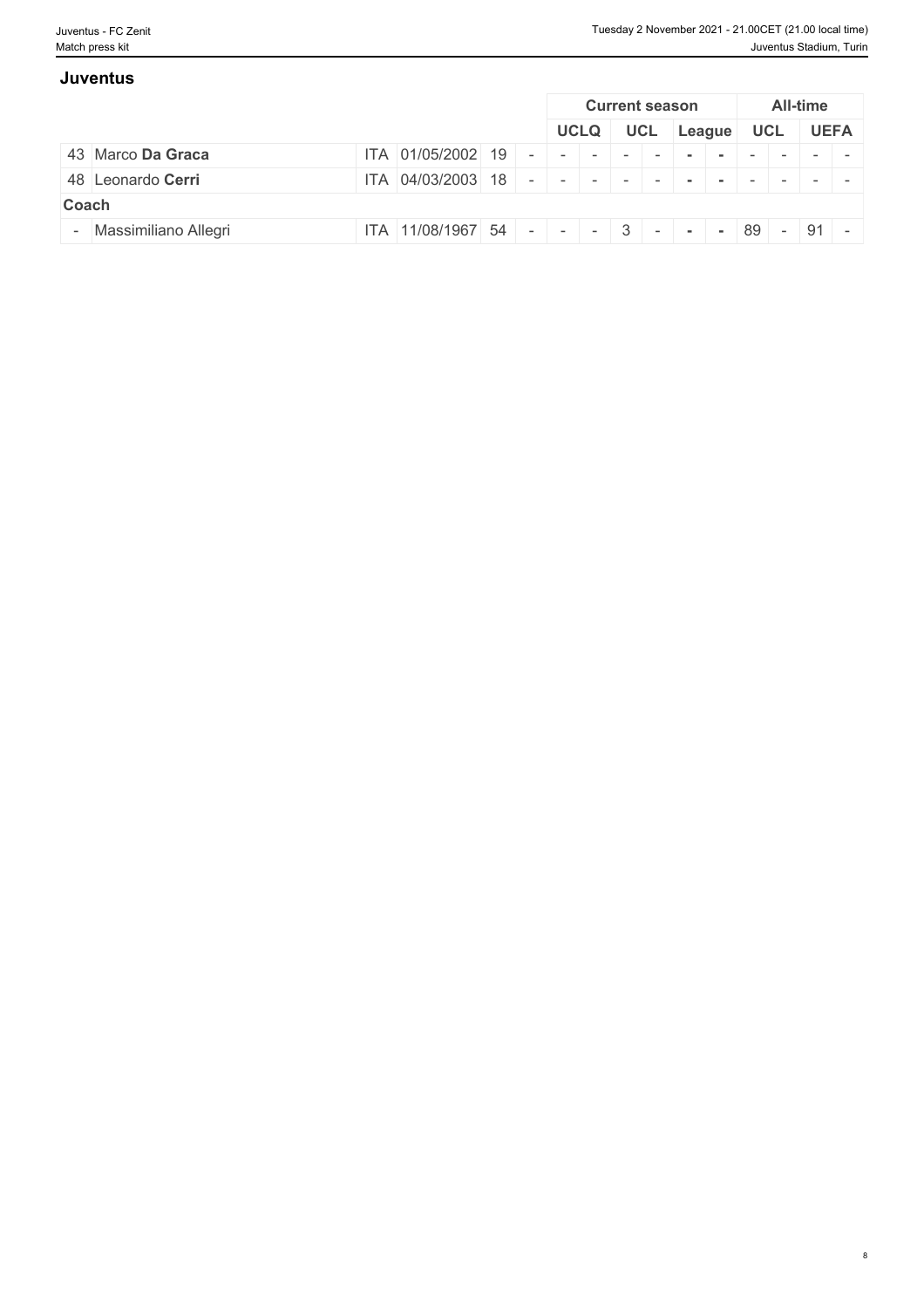## Juventus

| | | | | | | Current season | | | | | | All-time | | | |
|---|---|---|---|---|---|---|---|---|---|---|---|---|---|---|---|
| | | | | | | UCLQ | | UCL | | League | | UCL | | UEFA | |
| 43 | Marco **Da Graca** | ITA | 01/05/2002 | 19 | - | - | - | - | - | - | - | - | - | - | - |
| 48 | Leonardo **Cerri** | ITA | 04/03/2003 | 18 | - | - | - | - | - | - | - | - | - | - | - |
| **Coach** | | | | | | | | | | | | | | | |
| - | Massimiliano Allegri | ITA | 11/08/1967 | 54 | - | - | - | 3 | - | - | - | 89 | - | 91 | - |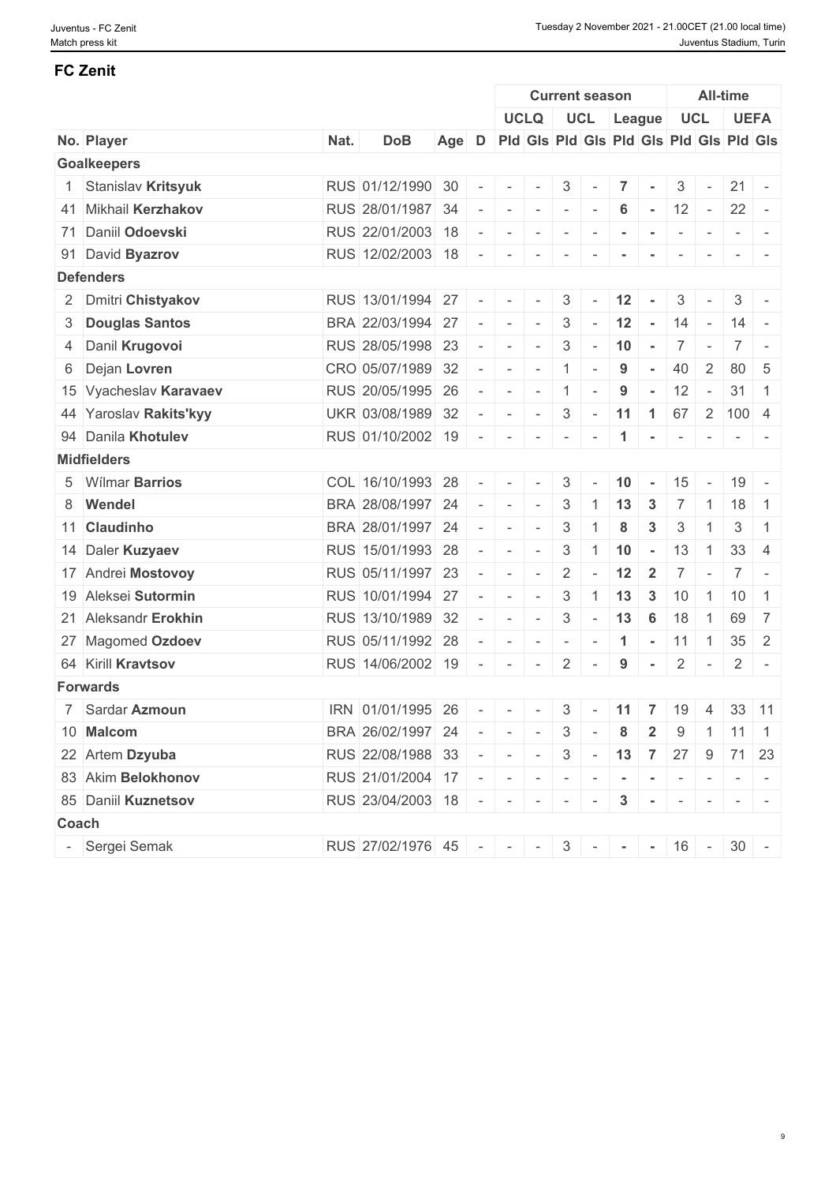## FC Zenit

| | | | | | | Current season | | | | | | All-time | | | |
|---|---|---|---|---|---|---|---|---|---|---|---|---|---|---|---|
| | | | | | | UCLQ | | UCL | | League | | UCL | | UEFA | |
| No. | Player | Nat. | DoB | Age | D | Pld | Gls | Pld | Gls | Pld | Gls | Pld | Gls | Pld | Gls |
| **Goalkeepers** | | | | | | | | | | | | | | | |
| 1 | Stanislav **Kritsyuk** | RUS | 01/12/1990 | 30 | - | - | - | 3 | - | **7** | **-** | 3 | - | 21 | - |
| 41 | Mikhail **Kerzhakov** | RUS | 28/01/1987 | 34 | - | - | - | - | - | **6** | **-** | 12 | - | 22 | - |
| 71 | Daniil **Odoevski** | RUS | 22/01/2003 | 18 | - | - | - | - | - | **-** | **-** | - | - | - | - |
| 91 | David **Byazrov** | RUS | 12/02/2003 | 18 | - | - | - | - | - | **-** | **-** | - | - | - | - |
| **Defenders** | | | | | | | | | | | | | | | |
| 2 | Dmitri **Chistyakov** | RUS | 13/01/1994 | 27 | - | - | - | 3 | - | **12** | **-** | 3 | - | 3 | - |
| 3 | **Douglas Santos** | BRA | 22/03/1994 | 27 | - | - | - | 3 | - | **12** | **-** | 14 | - | 14 | - |
| 4 | Danil **Krugovoi** | RUS | 28/05/1998 | 23 | - | - | - | 3 | - | **10** | **-** | 7 | - | 7 | - |
| 6 | Dejan **Lovren** | CRO | 05/07/1989 | 32 | - | - | - | 1 | - | **9** | **-** | 40 | 2 | 80 | 5 |
| 15 | Vyacheslav **Karavaev** | RUS | 20/05/1995 | 26 | - | - | - | 1 | - | **9** | **-** | 12 | - | 31 | 1 |
| 44 | Yaroslav **Rakits'kyy** | UKR | 03/08/1989 | 32 | - | - | - | 3 | - | **11** | **1** | 67 | 2 | 100 | 4 |
| 94 | Danila **Khotulev** | RUS | 01/10/2002 | 19 | - | - | - | - | - | **1** | **-** | - | - | - | - |
| **Midfielders** | | | | | | | | | | | | | | | |
| 5 | Wílmar **Barrios** | COL | 16/10/1993 | 28 | - | - | - | 3 | - | **10** | **-** | 15 | - | 19 | - |
| 8 | **Wendel** | BRA | 28/08/1997 | 24 | - | - | - | 3 | 1 | **13** | **3** | 7 | 1 | 18 | 1 |
| 11 | **Claudinho** | BRA | 28/01/1997 | 24 | - | - | - | 3 | 1 | **8** | **3** | 3 | 1 | 3 | 1 |
| 14 | Daler **Kuzyaev** | RUS | 15/01/1993 | 28 | - | - | - | 3 | 1 | **10** | **-** | 13 | 1 | 33 | 4 |
| 17 | Andrei **Mostovoy** | RUS | 05/11/1997 | 23 | - | - | - | 2 | - | **12** | **2** | 7 | - | 7 | - |
| 19 | Aleksei **Sutormin** | RUS | 10/01/1994 | 27 | - | - | - | 3 | 1 | **13** | **3** | 10 | 1 | 10 | 1 |
| 21 | Aleksandr **Erokhin** | RUS | 13/10/1989 | 32 | - | - | - | 3 | - | **13** | **6** | 18 | 1 | 69 | 7 |
| 27 | Magomed **Ozdoev** | RUS | 05/11/1992 | 28 | - | - | - | - | - | **1** | **-** | 11 | 1 | 35 | 2 |
| 64 | Kirill **Kravtsov** | RUS | 14/06/2002 | 19 | - | - | - | 2 | - | **9** | **-** | 2 | - | 2 | - |
| **Forwards** | | | | | | | | | | | | | | | |
| 7 | Sardar **Azmoun** | IRN | 01/01/1995 | 26 | - | - | - | 3 | - | **11** | **7** | 19 | 4 | 33 | 11 |
| 10 | **Malcom** | BRA | 26/02/1997 | 24 | - | - | - | 3 | - | **8** | **2** | 9 | 1 | 11 | 1 |
| 22 | Artem **Dzyuba** | RUS | 22/08/1988 | 33 | - | - | - | 3 | - | **13** | **7** | 27 | 9 | 71 | 23 |
| 83 | Akim **Belokhonov** | RUS | 21/01/2004 | 17 | - | - | - | - | - | **-** | **-** | - | - | - | - |
| 85 | Daniil **Kuznetsov** | RUS | 23/04/2003 | 18 | - | - | - | - | - | **3** | **-** | - | - | - | - |
| **Coach** | | | | | | | | | | | | | | | |
| - | Sergei Semak | RUS | 27/02/1976 | 45 | - | - | - | 3 | - | **-** | **-** | 16 | - | 30 | - |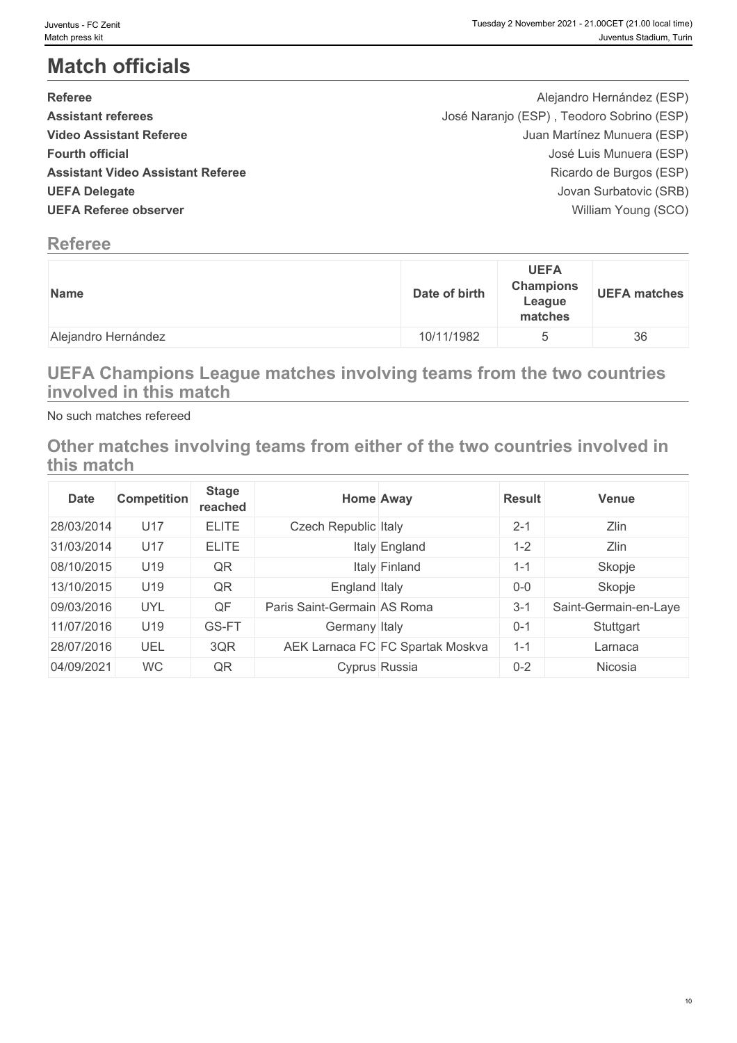# Match officials

| | |
|---|---|
| **Referee** | Alejandro Hernández (ESP) |
| **Assistant referees** | José Naranjo (ESP) , Teodoro Sobrino (ESP) |
| **Video Assistant Referee** | Juan Martínez Munuera (ESP) |
| **Fourth official** | José Luis Munuera (ESP) |
| **Assistant Video Assistant Referee** | Ricardo de Burgos (ESP) |
| **UEFA Delegate** | Jovan Surbatovic (SRB) |
| **UEFA Referee observer** | William Young (SCO) |

## Referee

| Name | Date of birth | UEFA Champions League matches | UEFA matches |
|---|---|---|---|
| Alejandro Hernández | 10/11/1982 | 5 | 36 |

## UEFA Champions League matches involving teams from the two countries involved in this match

No such matches refereed

## Other matches involving teams from either of the two countries involved in this match

| Date | Competition | Stage reached | Home | Away | Result | Venue |
|---|---|---|---|---|---|---|
| 28/03/2014 | U17 | ELITE | Czech Republic | Italy | 2-1 | Zlin |
| 31/03/2014 | U17 | ELITE | Italy | England | 1-2 | Zlin |
| 08/10/2015 | U19 | QR | Italy | Finland | 1-1 | Skopje |
| 13/10/2015 | U19 | QR | England | Italy | 0-0 | Skopje |
| 09/03/2016 | UYL | QF | Paris Saint-Germain | AS Roma | 3-1 | Saint-Germain-en-Laye |
| 11/07/2016 | U19 | GS-FT | Germany | Italy | 0-1 | Stuttgart |
| 28/07/2016 | UEL | 3QR | AEK Larnaca FC | FC Spartak Moskva | 1-1 | Larnaca |
| 04/09/2021 | WC | QR | Cyprus | Russia | 0-2 | Nicosia |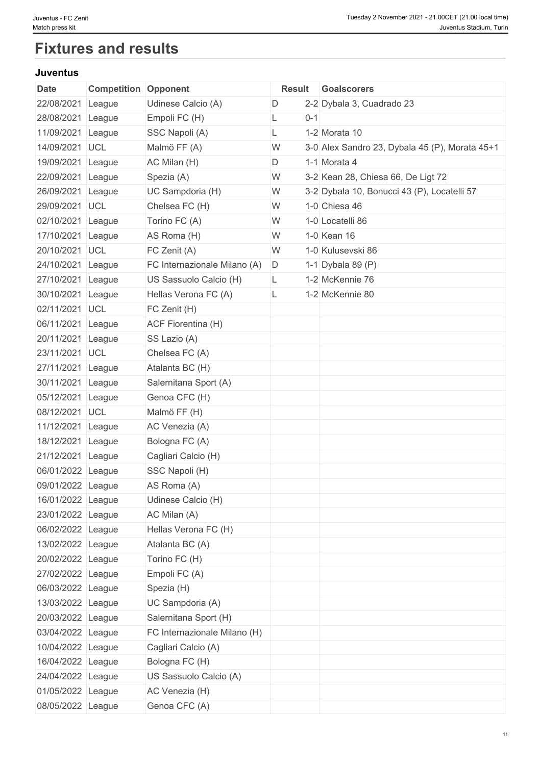# Fixtures and results

### Juventus

| Date | Competition | Opponent | Result | | Goalscorers |
|---|---|---|---|---|---|
| 22/08/2021 | League | Udinese Calcio (A) | D | 2-2 | Dybala 3, Cuadrado 23 |
| 28/08/2021 | League | Empoli FC (H) | L | 0-1 | |
| 11/09/2021 | League | SSC Napoli (A) | L | 1-2 | Morata 10 |
| 14/09/2021 | UCL | Malmö FF (A) | W | 3-0 | Alex Sandro 23, Dybala 45 (P), Morata 45+1 |
| 19/09/2021 | League | AC Milan (H) | D | 1-1 | Morata 4 |
| 22/09/2021 | League | Spezia (A) | W | 3-2 | Kean 28, Chiesa 66, De Ligt 72 |
| 26/09/2021 | League | UC Sampdoria (H) | W | 3-2 | Dybala 10, Bonucci 43 (P), Locatelli 57 |
| 29/09/2021 | UCL | Chelsea FC (H) | W | 1-0 | Chiesa 46 |
| 02/10/2021 | League | Torino FC (A) | W | 1-0 | Locatelli 86 |
| 17/10/2021 | League | AS Roma (H) | W | 1-0 | Kean 16 |
| 20/10/2021 | UCL | FC Zenit (A) | W | 1-0 | Kulusevski 86 |
| 24/10/2021 | League | FC Internazionale Milano (A) | D | 1-1 | Dybala 89 (P) |
| 27/10/2021 | League | US Sassuolo Calcio (H) | L | 1-2 | McKennie 76 |
| 30/10/2021 | League | Hellas Verona FC (A) | L | 1-2 | McKennie 80 |
| 02/11/2021 | UCL | FC Zenit (H) | | | |
| 06/11/2021 | League | ACF Fiorentina (H) | | | |
| 20/11/2021 | League | SS Lazio (A) | | | |
| 23/11/2021 | UCL | Chelsea FC (A) | | | |
| 27/11/2021 | League | Atalanta BC (H) | | | |
| 30/11/2021 | League | Salernitana Sport (A) | | | |
| 05/12/2021 | League | Genoa CFC (H) | | | |
| 08/12/2021 | UCL | Malmö FF (H) | | | |
| 11/12/2021 | League | AC Venezia (A) | | | |
| 18/12/2021 | League | Bologna FC (A) | | | |
| 21/12/2021 | League | Cagliari Calcio (H) | | | |
| 06/01/2022 | League | SSC Napoli (H) | | | |
| 09/01/2022 | League | AS Roma (A) | | | |
| 16/01/2022 | League | Udinese Calcio (H) | | | |
| 23/01/2022 | League | AC Milan (A) | | | |
| 06/02/2022 | League | Hellas Verona FC (H) | | | |
| 13/02/2022 | League | Atalanta BC (A) | | | |
| 20/02/2022 | League | Torino FC (H) | | | |
| 27/02/2022 | League | Empoli FC (A) | | | |
| 06/03/2022 | League | Spezia (H) | | | |
| 13/03/2022 | League | UC Sampdoria (A) | | | |
| 20/03/2022 | League | Salernitana Sport (H) | | | |
| 03/04/2022 | League | FC Internazionale Milano (H) | | | |
| 10/04/2022 | League | Cagliari Calcio (A) | | | |
| 16/04/2022 | League | Bologna FC (H) | | | |
| 24/04/2022 | League | US Sassuolo Calcio (A) | | | |
| 01/05/2022 | League | AC Venezia (H) | | | |
| 08/05/2022 | League | Genoa CFC (A) | | | |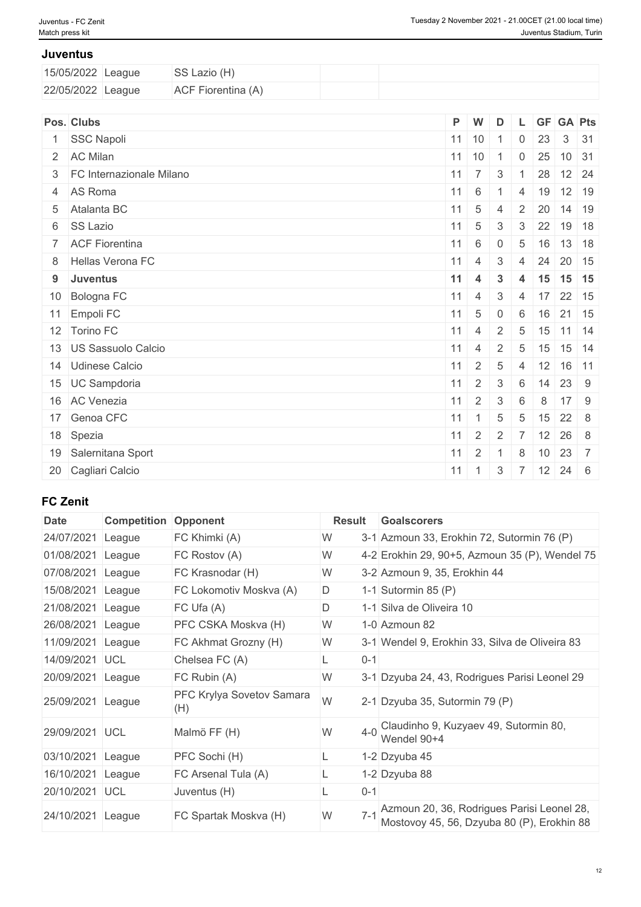## Juventus

| | | | | |
|---|---|---|---|---|
| 15/05/2022 | League | SS Lazio (H) | | |
| 22/05/2022 | League | ACF Fiorentina (A) | | |

| Pos. | Clubs | P | W | D | L | GF | GA | Pts |
|---|---|---|---|---|---|---|---|---|
| 1 | SSC Napoli | 11 | 10 | 1 | 0 | 23 | 3 | 31 |
| 2 | AC Milan | 11 | 10 | 1 | 0 | 25 | 10 | 31 |
| 3 | FC Internazionale Milano | 11 | 7 | 3 | 1 | 28 | 12 | 24 |
| 4 | AS Roma | 11 | 6 | 1 | 4 | 19 | 12 | 19 |
| 5 | Atalanta BC | 11 | 5 | 4 | 2 | 20 | 14 | 19 |
| 6 | SS Lazio | 11 | 5 | 3 | 3 | 22 | 19 | 18 |
| 7 | ACF Fiorentina | 11 | 6 | 0 | 5 | 16 | 13 | 18 |
| 8 | Hellas Verona FC | 11 | 4 | 3 | 4 | 24 | 20 | 15 |
| **9** | **Juventus** | **11** | **4** | **3** | **4** | **15** | **15** | **15** |
| 10 | Bologna FC | 11 | 4 | 3 | 4 | 17 | 22 | 15 |
| 11 | Empoli FC | 11 | 5 | 0 | 6 | 16 | 21 | 15 |
| 12 | Torino FC | 11 | 4 | 2 | 5 | 15 | 11 | 14 |
| 13 | US Sassuolo Calcio | 11 | 4 | 2 | 5 | 15 | 15 | 14 |
| 14 | Udinese Calcio | 11 | 2 | 5 | 4 | 12 | 16 | 11 |
| 15 | UC Sampdoria | 11 | 2 | 3 | 6 | 14 | 23 | 9 |
| 16 | AC Venezia | 11 | 2 | 3 | 6 | 8 | 17 | 9 |
| 17 | Genoa CFC | 11 | 1 | 5 | 5 | 15 | 22 | 8 |
| 18 | Spezia | 11 | 2 | 2 | 7 | 12 | 26 | 8 |
| 19 | Salernitana Sport | 11 | 2 | 1 | 8 | 10 | 23 | 7 |
| 20 | Cagliari Calcio | 11 | 1 | 3 | 7 | 12 | 24 | 6 |

## FC Zenit

| Date | Competition | Opponent | Result | | Goalscorers |
|---|---|---|---|---|---|
| 24/07/2021 | League | FC Khimki (A) | W | 3-1 | Azmoun 33, Erokhin 72, Sutormin 76 (P) |
| 01/08/2021 | League | FC Rostov (A) | W | 4-2 | Erokhin 29, 90+5, Azmoun 35 (P), Wendel 75 |
| 07/08/2021 | League | FC Krasnodar (H) | W | 3-2 | Azmoun 9, 35, Erokhin 44 |
| 15/08/2021 | League | FC Lokomotiv Moskva (A) | D | 1-1 | Sutormin 85 (P) |
| 21/08/2021 | League | FC Ufa (A) | D | 1-1 | Silva de Oliveira 10 |
| 26/08/2021 | League | PFC CSKA Moskva (H) | W | 1-0 | Azmoun 82 |
| 11/09/2021 | League | FC Akhmat Grozny (H) | W | 3-1 | Wendel 9, Erokhin 33, Silva de Oliveira 83 |
| 14/09/2021 | UCL | Chelsea FC (A) | L | 0-1 | |
| 20/09/2021 | League | FC Rubin (A) | W | 3-1 | Dzyuba 24, 43, Rodrigues Parisi Leonel 29 |
| 25/09/2021 | League | PFC Krylya Sovetov Samara (H) | W | 2-1 | Dzyuba 35, Sutormin 79 (P) |
| 29/09/2021 | UCL | Malmö FF (H) | W | 4-0 | Claudinho 9, Kuzyaev 49, Sutormin 80, Wendel 90+4 |
| 03/10/2021 | League | PFC Sochi (H) | L | 1-2 | Dzyuba 45 |
| 16/10/2021 | League | FC Arsenal Tula (A) | L | 1-2 | Dzyuba 88 |
| 20/10/2021 | UCL | Juventus (H) | L | 0-1 | |
| 24/10/2021 | League | FC Spartak Moskva (H) | W | 7-1 | Azmoun 20, 36, Rodrigues Parisi Leonel 28, Mostovoy 45, 56, Dzyuba 80 (P), Erokhin 88 |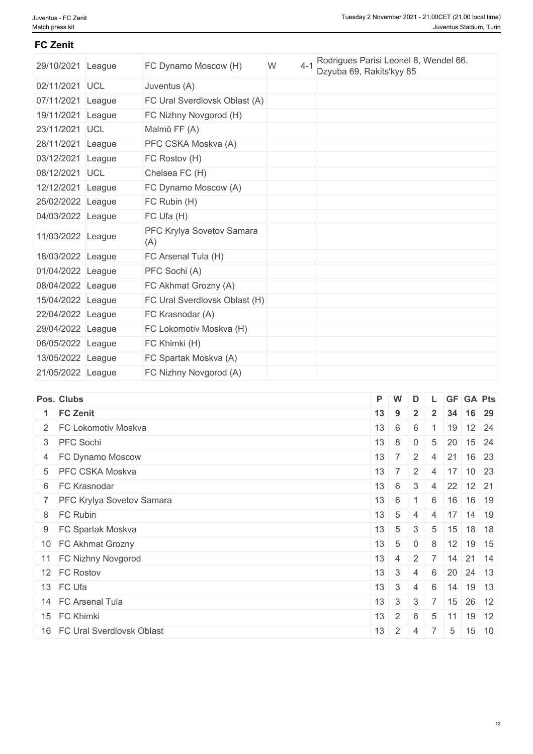## FC Zenit

| | | | | | |
|---|---|---|---|---|---|
| 29/10/2021 | League | FC Dynamo Moscow (H) | W | 4-1 | Rodrigues Parisi Leonel 8, Wendel 66, Dzyuba 69, Rakits'kyy 85 |
| 02/11/2021 | UCL | Juventus (A) | | | |
| 07/11/2021 | League | FC Ural Sverdlovsk Oblast (A) | | | |
| 19/11/2021 | League | FC Nizhny Novgorod (H) | | | |
| 23/11/2021 | UCL | Malmö FF (A) | | | |
| 28/11/2021 | League | PFC CSKA Moskva (A) | | | |
| 03/12/2021 | League | FC Rostov (H) | | | |
| 08/12/2021 | UCL | Chelsea FC (H) | | | |
| 12/12/2021 | League | FC Dynamo Moscow (A) | | | |
| 25/02/2022 | League | FC Rubin (H) | | | |
| 04/03/2022 | League | FC Ufa (H) | | | |
| 11/03/2022 | League | PFC Krylya Sovetov Samara (A) | | | |
| 18/03/2022 | League | FC Arsenal Tula (H) | | | |
| 01/04/2022 | League | PFC Sochi (A) | | | |
| 08/04/2022 | League | FC Akhmat Grozny (A) | | | |
| 15/04/2022 | League | FC Ural Sverdlovsk Oblast (H) | | | |
| 22/04/2022 | League | FC Krasnodar (A) | | | |
| 29/04/2022 | League | FC Lokomotiv Moskva (H) | | | |
| 06/05/2022 | League | FC Khimki (H) | | | |
| 13/05/2022 | League | FC Spartak Moskva (A) | | | |
| 21/05/2022 | League | FC Nizhny Novgorod (A) | | | |

| Pos. | Clubs | P | W | D | L | GF | GA | Pts |
|---|---|---|---|---|---|---|---|---|
| **1** | **FC Zenit** | **13** | **9** | **2** | **2** | **34** | **16** | **29** |
| 2 | FC Lokomotiv Moskva | 13 | 6 | 6 | 1 | 19 | 12 | 24 |
| 3 | PFC Sochi | 13 | 8 | 0 | 5 | 20 | 15 | 24 |
| 4 | FC Dynamo Moscow | 13 | 7 | 2 | 4 | 21 | 16 | 23 |
| 5 | PFC CSKA Moskva | 13 | 7 | 2 | 4 | 17 | 10 | 23 |
| 6 | FC Krasnodar | 13 | 6 | 3 | 4 | 22 | 12 | 21 |
| 7 | PFC Krylya Sovetov Samara | 13 | 6 | 1 | 6 | 16 | 16 | 19 |
| 8 | FC Rubin | 13 | 5 | 4 | 4 | 17 | 14 | 19 |
| 9 | FC Spartak Moskva | 13 | 5 | 3 | 5 | 15 | 18 | 18 |
| 10 | FC Akhmat Grozny | 13 | 5 | 0 | 8 | 12 | 19 | 15 |
| 11 | FC Nizhny Novgorod | 13 | 4 | 2 | 7 | 14 | 21 | 14 |
| 12 | FC Rostov | 13 | 3 | 4 | 6 | 20 | 24 | 13 |
| 13 | FC Ufa | 13 | 3 | 4 | 6 | 14 | 19 | 13 |
| 14 | FC Arsenal Tula | 13 | 3 | 3 | 7 | 15 | 26 | 12 |
| 15 | FC Khimki | 13 | 2 | 6 | 5 | 11 | 19 | 12 |
| 16 | FC Ural Sverdlovsk Oblast | 13 | 2 | 4 | 7 | 5 | 15 | 10 |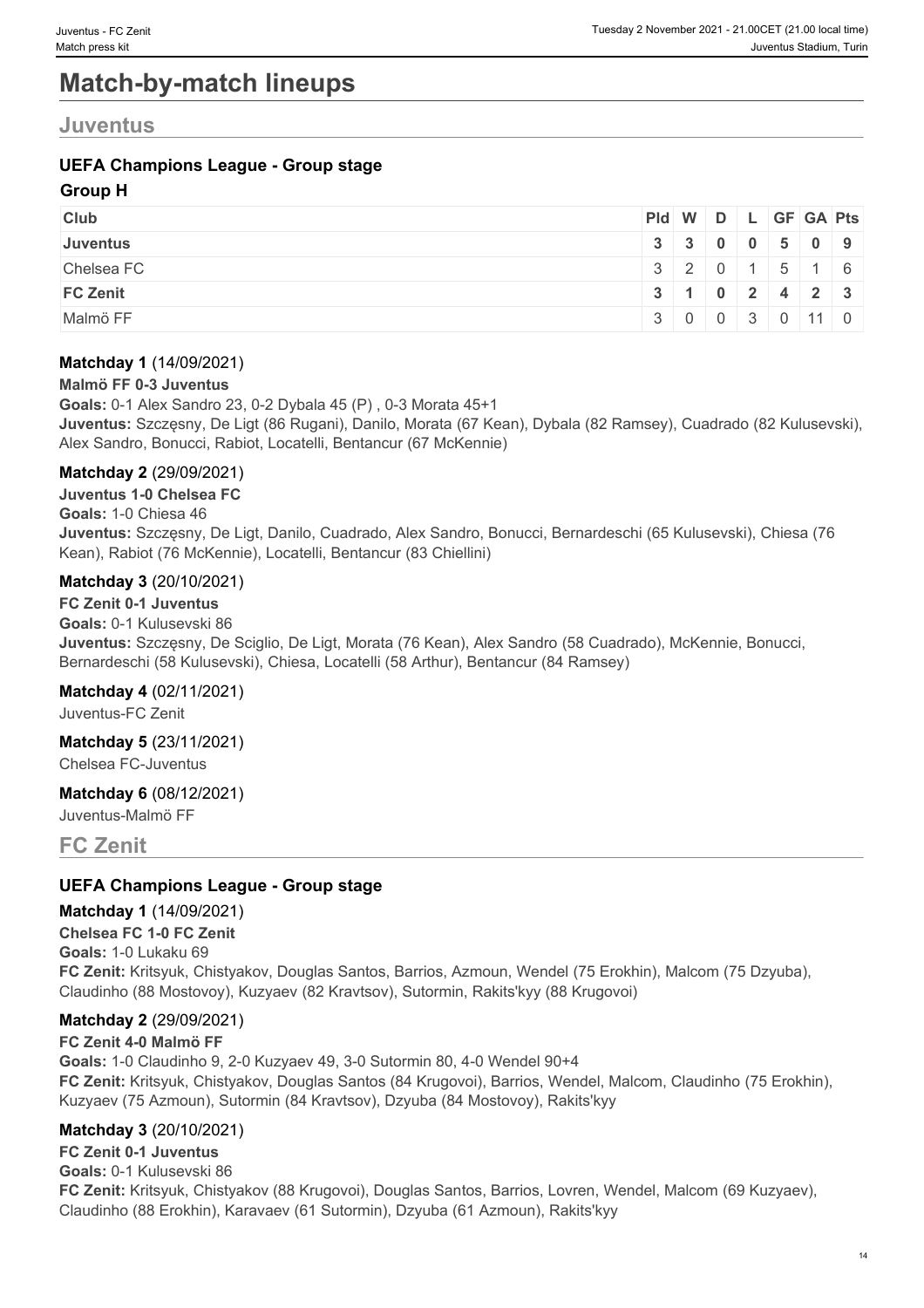# Match-by-match lineups

## Juventus

### UEFA Champions League - Group stage

**Group H**

| Club | Pld | W | D | L | GF | GA | Pts |
|---|---|---|---|---|---|---|---|
| **Juventus** | **3** | **3** | **0** | **0** | **5** | **0** | **9** |
| Chelsea FC | 3 | 2 | 0 | 1 | 5 | 1 | 6 |
| **FC Zenit** | **3** | **1** | **0** | **2** | **4** | **2** | **3** |
| Malmö FF | 3 | 0 | 0 | 3 | 0 | 11 | 0 |

**Matchday 1** (14/09/2021)

**Malmö FF 0-3 Juventus**

**Goals:** 0-1 Alex Sandro 23, 0-2 Dybala 45 (P) , 0-3 Morata 45+1

**Juventus:** Szczęsny, De Ligt (86 Rugani), Danilo, Morata (67 Kean), Dybala (82 Ramsey), Cuadrado (82 Kulusevski), Alex Sandro, Bonucci, Rabiot, Locatelli, Bentancur (67 McKennie)

**Matchday 2** (29/09/2021)

**Juventus 1-0 Chelsea FC**

**Goals:** 1-0 Chiesa 46

**Juventus:** Szczęsny, De Ligt, Danilo, Cuadrado, Alex Sandro, Bonucci, Bernardeschi (65 Kulusevski), Chiesa (76 Kean), Rabiot (76 McKennie), Locatelli, Bentancur (83 Chiellini)

**Matchday 3** (20/10/2021)

**FC Zenit 0-1 Juventus**

**Goals:** 0-1 Kulusevski 86

**Juventus:** Szczęsny, De Sciglio, De Ligt, Morata (76 Kean), Alex Sandro (58 Cuadrado), McKennie, Bonucci, Bernardeschi (58 Kulusevski), Chiesa, Locatelli (58 Arthur), Bentancur (84 Ramsey)

**Matchday 4** (02/11/2021)

Juventus-FC Zenit

**Matchday 5** (23/11/2021)

Chelsea FC-Juventus

**Matchday 6** (08/12/2021)

Juventus-Malmö FF

## FC Zenit

### UEFA Champions League - Group stage

**Matchday 1** (14/09/2021)

**Chelsea FC 1-0 FC Zenit**

**Goals:** 1-0 Lukaku 69

**FC Zenit:** Kritsyuk, Chistyakov, Douglas Santos, Barrios, Azmoun, Wendel (75 Erokhin), Malcom (75 Dzyuba), Claudinho (88 Mostovoy), Kuzyaev (82 Kravtsov), Sutormin, Rakits'kyy (88 Krugovoi)

**Matchday 2** (29/09/2021)

**FC Zenit 4-0 Malmö FF**

**Goals:** 1-0 Claudinho 9, 2-0 Kuzyaev 49, 3-0 Sutormin 80, 4-0 Wendel 90+4

**FC Zenit:** Kritsyuk, Chistyakov, Douglas Santos (84 Krugovoi), Barrios, Wendel, Malcom, Claudinho (75 Erokhin), Kuzyaev (75 Azmoun), Sutormin (84 Kravtsov), Dzyuba (84 Mostovoy), Rakits'kyy

**Matchday 3** (20/10/2021)

**FC Zenit 0-1 Juventus**

**Goals:** 0-1 Kulusevski 86

**FC Zenit:** Kritsyuk, Chistyakov (88 Krugovoi), Douglas Santos, Barrios, Lovren, Wendel, Malcom (69 Kuzyaev), Claudinho (88 Erokhin), Karavaev (61 Sutormin), Dzyuba (61 Azmoun), Rakits'kyy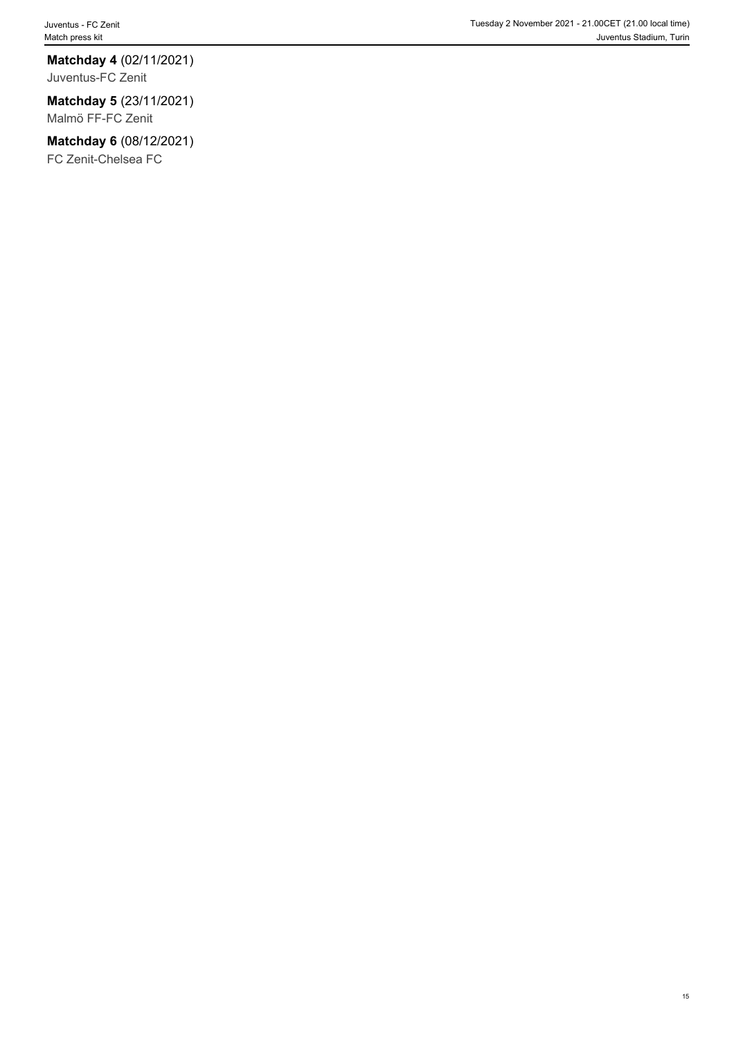**Matchday 4** (02/11/2021)
Juventus-FC Zenit

**Matchday 5** (23/11/2021)
Malmö FF-FC Zenit

**Matchday 6** (08/12/2021)
FC Zenit-Chelsea FC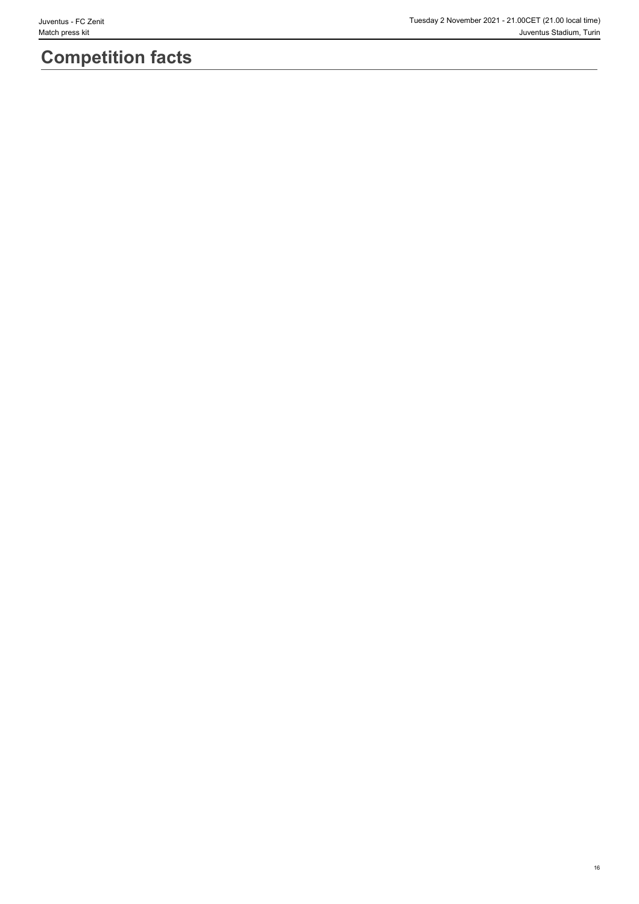# Competition facts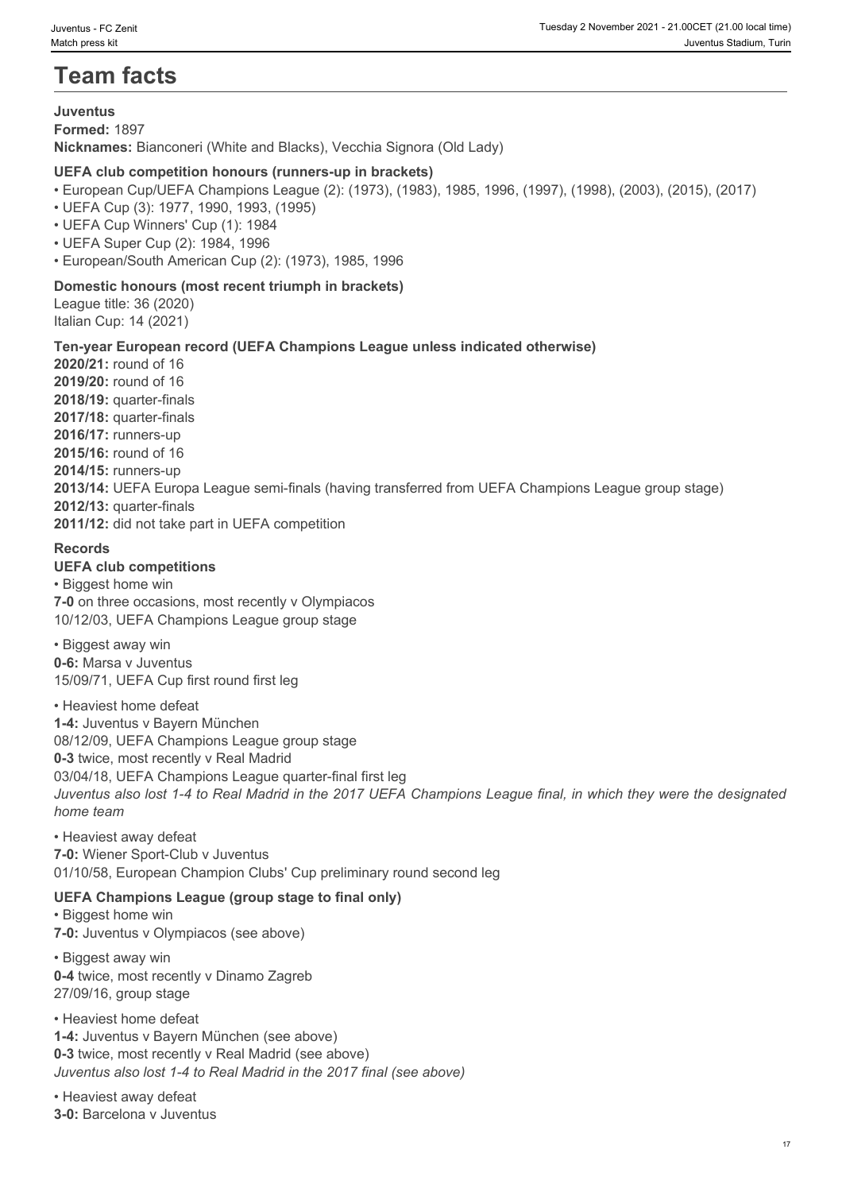# Team facts

**Juventus**
**Formed:** 1897
**Nicknames:** Bianconeri (White and Blacks), Vecchia Signora (Old Lady)

**UEFA club competition honours (runners-up in brackets)**

- European Cup/UEFA Champions League (2): (1973), (1983), 1985, 1996, (1997), (1998), (2003), (2015), (2017)
- UEFA Cup (3): 1977, 1990, 1993, (1995)
- UEFA Cup Winners' Cup (1): 1984
- UEFA Super Cup (2): 1984, 1996
- European/South American Cup (2): (1973), 1985, 1996

**Domestic honours (most recent triumph in brackets)**
League title: 36 (2020)
Italian Cup: 14 (2021)

**Ten-year European record (UEFA Champions League unless indicated otherwise)**
**2020/21:** round of 16
**2019/20:** round of 16
**2018/19:** quarter-finals
**2017/18:** quarter-finals
**2016/17:** runners-up
**2015/16:** round of 16
**2014/15:** runners-up
**2013/14:** UEFA Europa League semi-finals (having transferred from UEFA Champions League group stage)
**2012/13:** quarter-finals
**2011/12:** did not take part in UEFA competition

**Records**

**UEFA club competitions**

• Biggest home win
**7-0** on three occasions, most recently v Olympiacos
10/12/03, UEFA Champions League group stage

• Biggest away win
**0-6:** Marsa v Juventus
15/09/71, UEFA Cup first round first leg

• Heaviest home defeat
**1-4:** Juventus v Bayern München
08/12/09, UEFA Champions League group stage
**0-3** twice, most recently v Real Madrid
03/04/18, UEFA Champions League quarter-final first leg
*Juventus also lost 1-4 to Real Madrid in the 2017 UEFA Champions League final, in which they were the designated home team*

• Heaviest away defeat
**7-0:** Wiener Sport-Club v Juventus
01/10/58, European Champion Clubs' Cup preliminary round second leg

**UEFA Champions League (group stage to final only)**

• Biggest home win
**7-0:** Juventus v Olympiacos (see above)

• Biggest away win
**0-4** twice, most recently v Dinamo Zagreb
27/09/16, group stage

• Heaviest home defeat
**1-4:** Juventus v Bayern München (see above)
**0-3** twice, most recently v Real Madrid (see above)
*Juventus also lost 1-4 to Real Madrid in the 2017 final (see above)*

• Heaviest away defeat
**3-0:** Barcelona v Juventus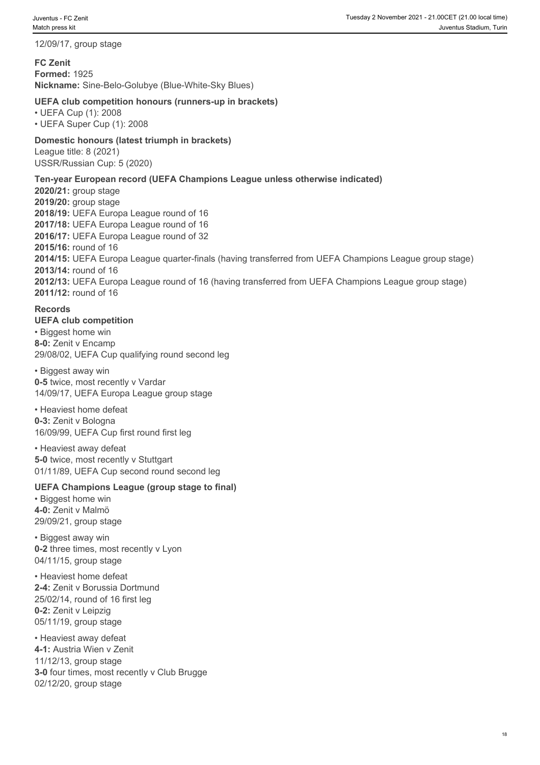12/09/17, group stage

## FC Zenit

**Formed:** 1925
**Nickname:** Sine-Belo-Golubye (Blue-White-Sky Blues)

### UEFA club competition honours (runners-up in brackets)

- UEFA Cup (1): 2008
- UEFA Super Cup (1): 2008

### Domestic honours (latest triumph in brackets)

League title: 8 (2021)
USSR/Russian Cup: 5 (2020)

### Ten-year European record (UEFA Champions League unless otherwise indicated)

**2020/21:** group stage
**2019/20:** group stage
**2018/19:** UEFA Europa League round of 16
**2017/18:** UEFA Europa League round of 16
**2016/17:** UEFA Europa League round of 32
**2015/16:** round of 16
**2014/15:** UEFA Europa League quarter-finals (having transferred from UEFA Champions League group stage)
**2013/14:** round of 16
**2012/13:** UEFA Europa League round of 16 (having transferred from UEFA Champions League group stage)
**2011/12:** round of 16

### Records

#### UEFA club competition

- Biggest home win

**8-0:** Zenit v Encamp
29/08/02, UEFA Cup qualifying round second leg

- Biggest away win

**0-5** twice, most recently v Vardar
14/09/17, UEFA Europa League group stage

- Heaviest home defeat

**0-3:** Zenit v Bologna
16/09/99, UEFA Cup first round first leg

- Heaviest away defeat

**5-0** twice, most recently v Stuttgart
01/11/89, UEFA Cup second round second leg

#### UEFA Champions League (group stage to final)

- Biggest home win

**4-0:** Zenit v Malmö
29/09/21, group stage

- Biggest away win

**0-2** three times, most recently v Lyon
04/11/15, group stage

- Heaviest home defeat

**2-4:** Zenit v Borussia Dortmund
25/02/14, round of 16 first leg
**0-2:** Zenit v Leipzig
05/11/19, group stage

- Heaviest away defeat

**4-1:** Austria Wien v Zenit
11/12/13, group stage
**3-0** four times, most recently v Club Brugge
02/12/20, group stage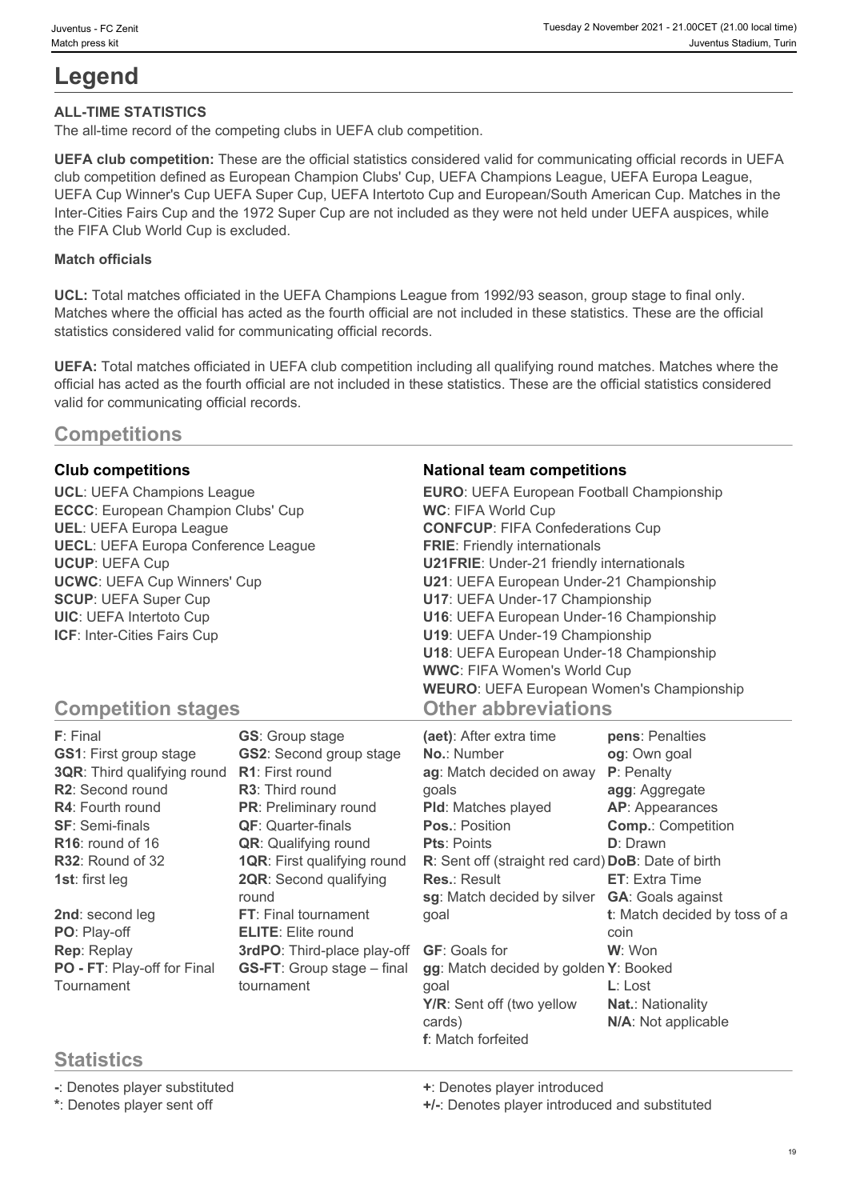# Legend

**ALL-TIME STATISTICS**

The all-time record of the competing clubs in UEFA club competition.

**UEFA club competition:** These are the official statistics considered valid for communicating official records in UEFA club competition defined as European Champion Clubs' Cup, UEFA Champions League, UEFA Europa League, UEFA Cup Winner's Cup UEFA Super Cup, UEFA Intertoto Cup and European/South American Cup. Matches in the Inter-Cities Fairs Cup and the 1972 Super Cup are not included as they were not held under UEFA auspices, while the FIFA Club World Cup is excluded.

**Match officials**

**UCL:** Total matches officiated in the UEFA Champions League from 1992/93 season, group stage to final only. Matches where the official has acted as the fourth official are not included in these statistics. These are the official statistics considered valid for communicating official records.

**UEFA:** Total matches officiated in UEFA club competition including all qualifying round matches. Matches where the official has acted as the fourth official are not included in these statistics. These are the official statistics considered valid for communicating official records.

## Competitions

### Club competitions

**UCL**: UEFA Champions League
**ECCC**: European Champion Clubs' Cup
**UEL**: UEFA Europa League
**UECL**: UEFA Europa Conference League
**UCUP**: UEFA Cup
**UCWC**: UEFA Cup Winners' Cup
**SCUP**: UEFA Super Cup
**UIC**: UEFA Intertoto Cup
**ICF**: Inter-Cities Fairs Cup

### National team competitions

**EURO**: UEFA European Football Championship
**WC**: FIFA World Cup
**CONFCUP**: FIFA Confederations Cup
**FRIE**: Friendly internationals
**U21FRIE**: Under-21 friendly internationals
**U21**: UEFA European Under-21 Championship
**U17**: UEFA Under-17 Championship
**U16**: UEFA European Under-16 Championship
**U19**: UEFA Under-19 Championship
**U18**: UEFA European Under-18 Championship
**WWC**: FIFA Women's World Cup
**WEURO**: UEFA European Women's Championship

## Competition stages

**F**: Final
**GS1**: First group stage
**3QR**: Third qualifying round
**R2**: Second round
**R4**: Fourth round
**SF**: Semi-finals
**R16**: round of 16
**R32**: Round of 32
**1st**: first leg
**2nd**: second leg
**PO**: Play-off
**Rep**: Replay
**PO - FT**: Play-off for Final Tournament
**GS**: Group stage
**GS2**: Second group stage
**R1**: First round
**R3**: Third round
**PR**: Preliminary round
**QF**: Quarter-finals
**QR**: Qualifying round
**1QR**: First qualifying round
**2QR**: Second qualifying round
**FT**: Final tournament
**ELITE**: Elite round
**3rdPO**: Third-place play-off
**GS-FT**: Group stage – final tournament

## Other abbreviations

**(aet)**: After extra time
**No.**: Number
**ag**: Match decided on away goals
**Pld**: Matches played
**Pos.**: Position
**Pts**: Points
**R**: Sent off (straight red card)
**Res.**: Result
**sg**: Match decided by silver goal
**GF**: Goals for
**gg**: Match decided by golden goal
**Y/R**: Sent off (two yellow cards)
**f**: Match forfeited
**pens**: Penalties
**og**: Own goal
**P**: Penalty
**agg**: Aggregate
**AP**: Appearances
**Comp.**: Competition
**D**: Drawn
**DoB**: Date of birth
**ET**: Extra Time
**GA**: Goals against
**t**: Match decided by toss of a coin
**W**: Won
**Y**: Booked
**L**: Lost
**Nat.**: Nationality
**N/A**: Not applicable

## Statistics

**-**: Denotes player substituted
**\***: Denotes player sent off
**+**: Denotes player introduced
**+/-**: Denotes player introduced and substituted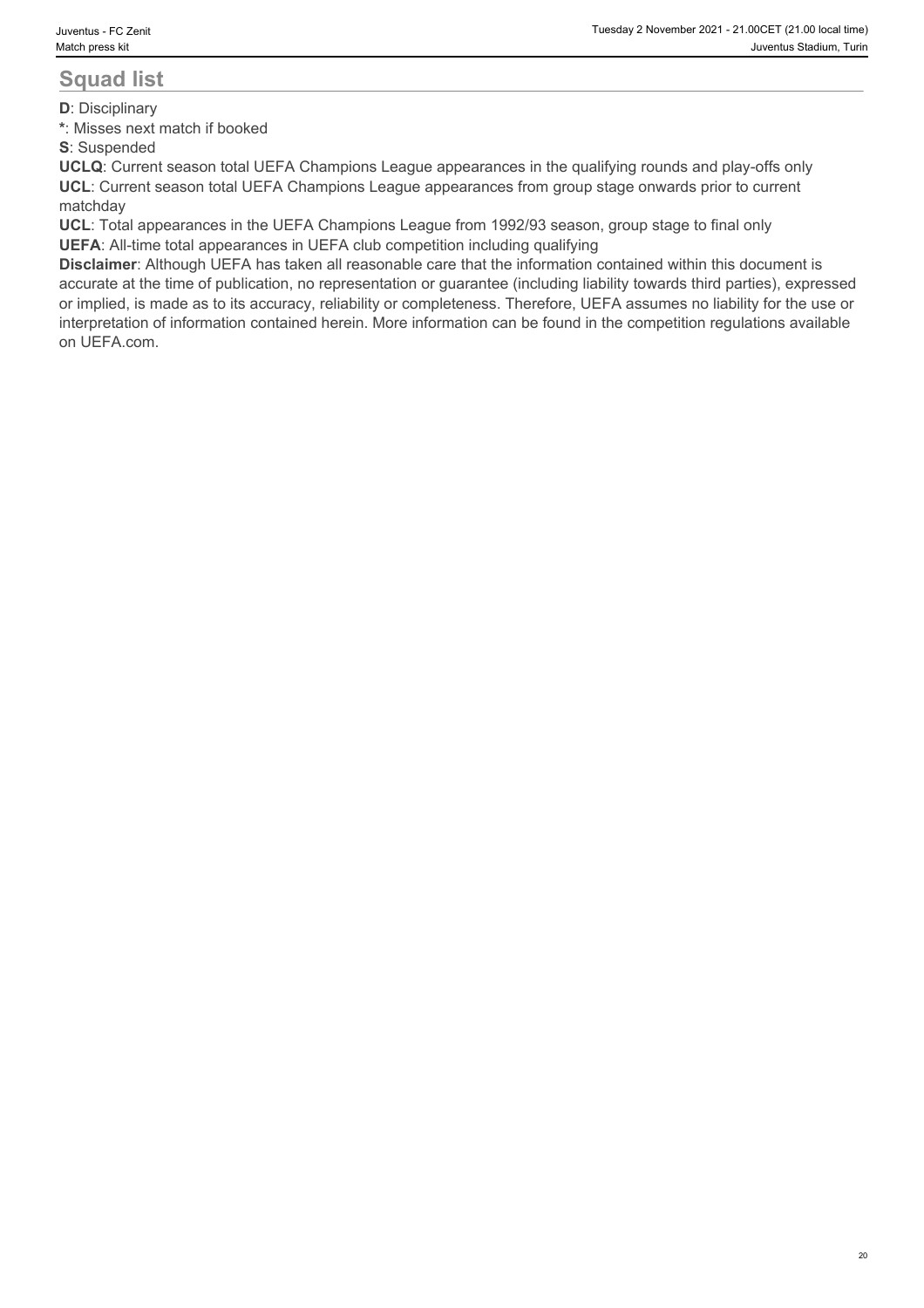## Squad list

**D**: Disciplinary

**\***: Misses next match if booked

**S**: Suspended

**UCLQ**: Current season total UEFA Champions League appearances in the qualifying rounds and play-offs only

**UCL**: Current season total UEFA Champions League appearances from group stage onwards prior to current matchday

**UCL**: Total appearances in the UEFA Champions League from 1992/93 season, group stage to final only

**UEFA**: All-time total appearances in UEFA club competition including qualifying

**Disclaimer**: Although UEFA has taken all reasonable care that the information contained within this document is accurate at the time of publication, no representation or guarantee (including liability towards third parties), expressed or implied, is made as to its accuracy, reliability or completeness. Therefore, UEFA assumes no liability for the use or interpretation of information contained herein. More information can be found in the competition regulations available on UEFA.com.